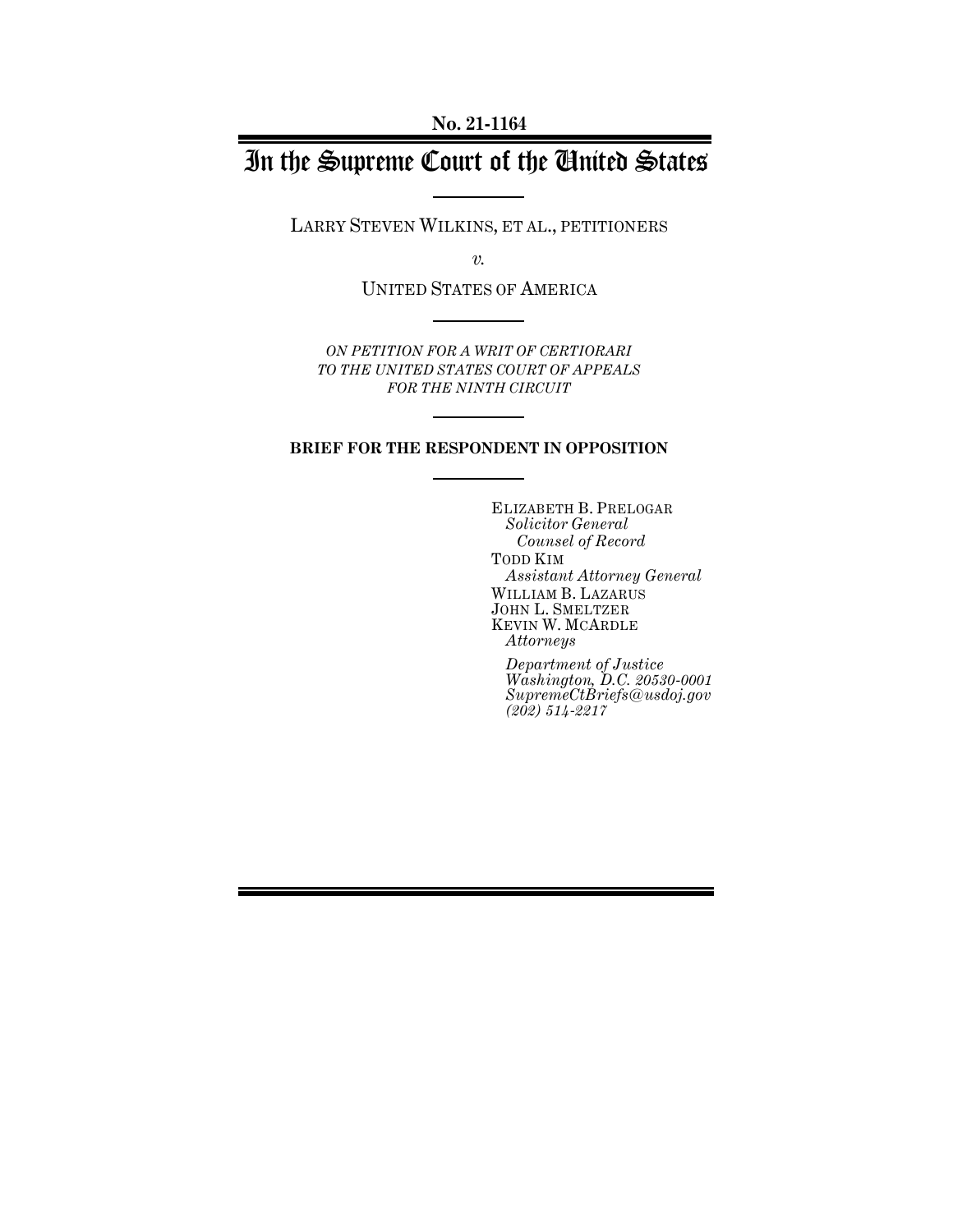No. 21-1164

# In the Supreme Court of the United States

LARRY STEVEN WILKINS, ET AL., PETITIONERS

*v.*

UNITED STATES OF AMERICA

*ON PETITION FOR A WRIT OF CERTIORARI TO THE UNITED STATES COURT OF APPEALS FOR THE NINTH CIRCUIT*

**BRIEF FOR THE RESPONDENT IN OPPOSITION**

ELIZABETH B. PRELOGAR
*Solicitor General*
*Counsel of Record*
TODD KIM
*Assistant Attorney General*
WILLIAM B. LAZARUS
JOHN L. SMELTZER
KEVIN W. MCARDLE
*Attorneys*

*Department of Justice*
*Washington, D.C. 20530-0001*
*SupremeCtBriefs@usdoj.gov*
*(202) 514-2217*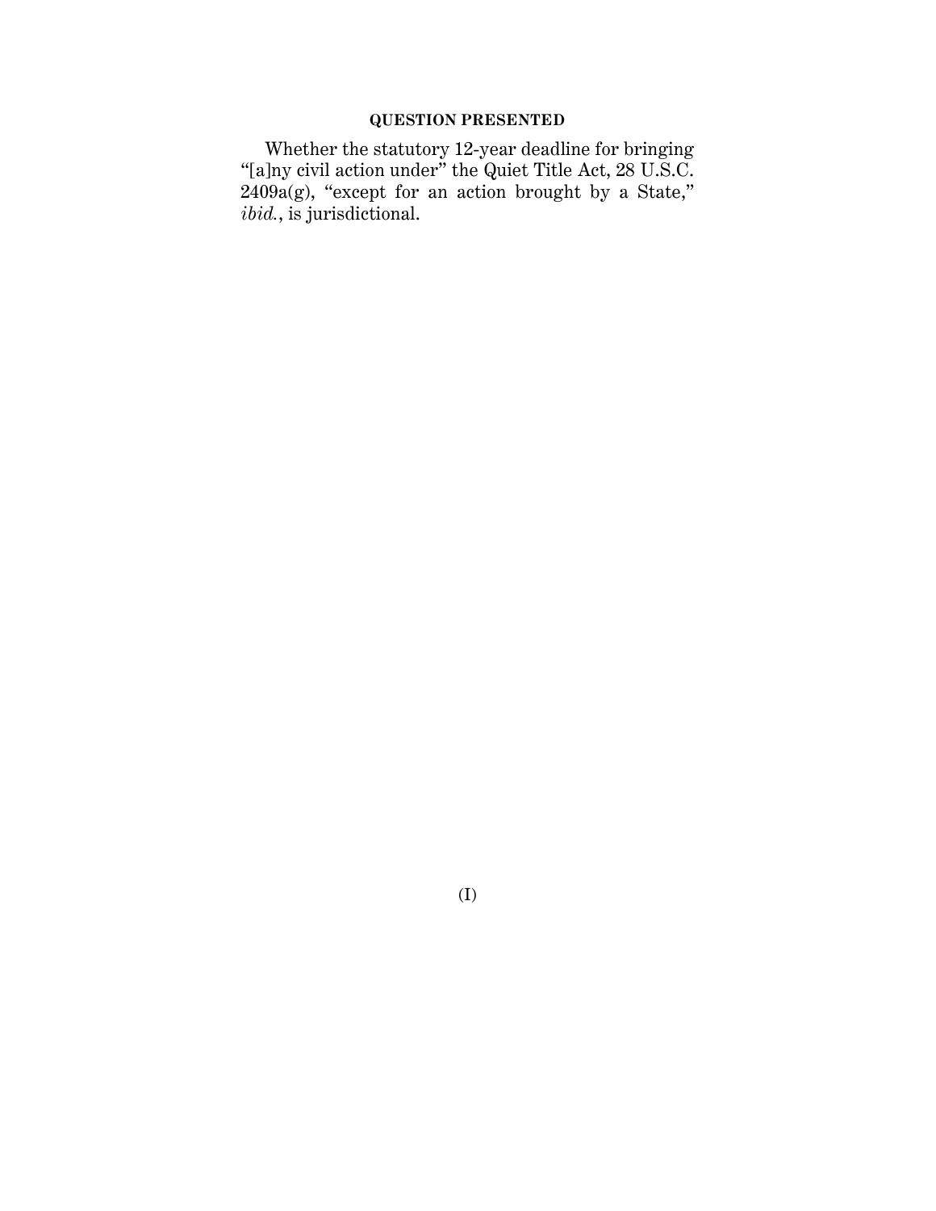## QUESTION PRESENTED

Whether the statutory 12-year deadline for bringing "[a]ny civil action under" the Quiet Title Act, 28 U.S.C. 2409a(g), "except for an action brought by a State," *ibid.*, is jurisdictional.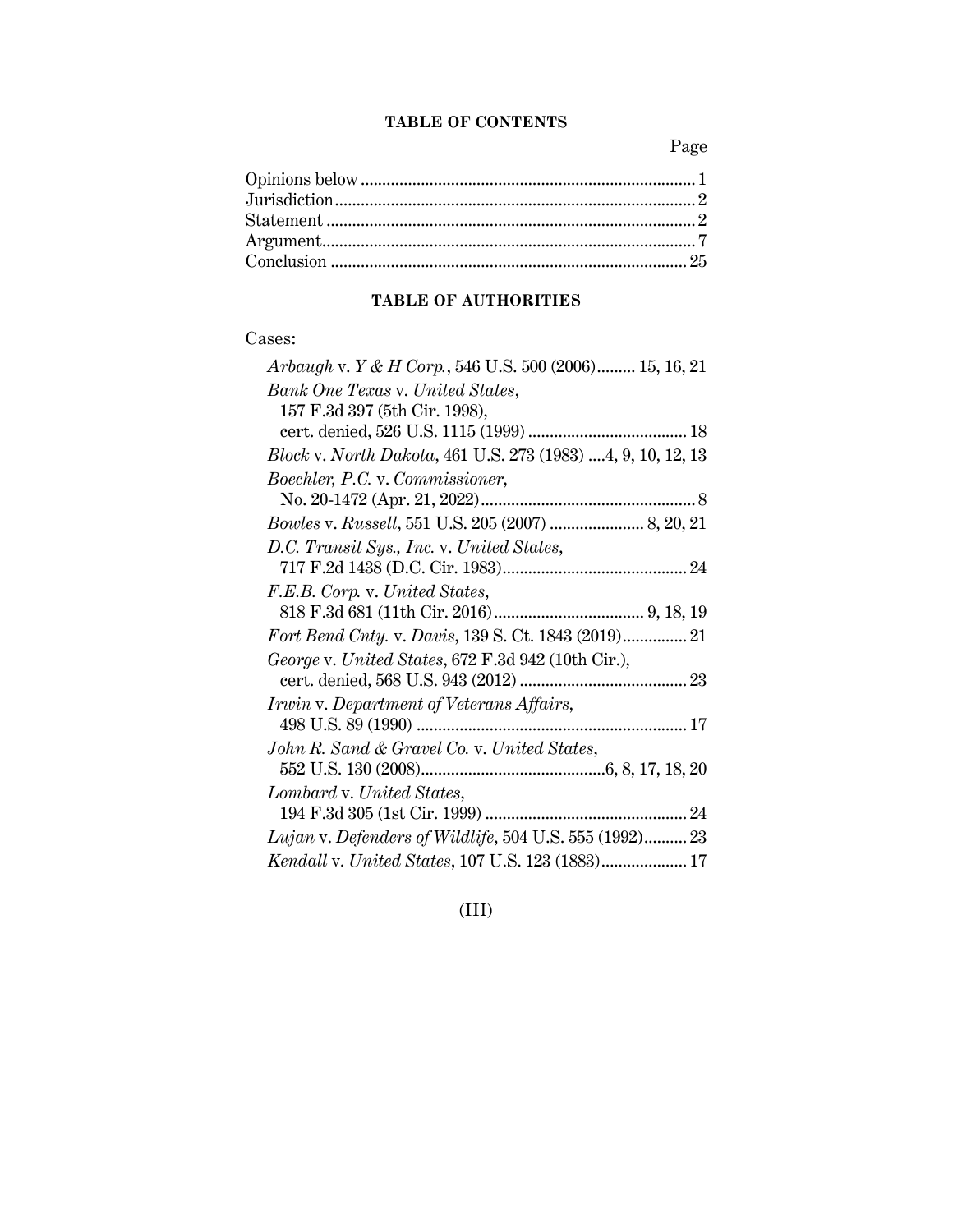**TABLE OF CONTENTS**

Page

Opinions below ............................................................................ 1
Jurisdiction .................................................................................. 2
Statement ..................................................................................... 2
Argument...................................................................................... 7
Conclusion .................................................................................. 25

**TABLE OF AUTHORITIES**

Cases:

*Arbaugh* v. *Y & H Corp.*, 546 U.S. 500 (2006)......... 15, 16, 21

*Bank One Texas* v. *United States*, 157 F.3d 397 (5th Cir. 1998), cert. denied, 526 U.S. 1115 (1999) ..................................... 18

*Block* v. *North Dakota*, 461 U.S. 273 (1983) ....4, 9, 10, 12, 13

*Boechler, P.C.* v. *Commissioner*, No. 20-1472 (Apr. 21, 2022).................................................. 8

*Bowles* v. *Russell*, 551 U.S. 205 (2007) ...................... 8, 20, 21

*D.C. Transit Sys., Inc.* v. *United States*, 717 F.2d 1438 (D.C. Cir. 1983)........................................... 24

*F.E.B. Corp.* v. *United States*, 818 F.3d 681 (11th Cir. 2016)................................... 9, 18, 19

*Fort Bend Cnty.* v. *Davis*, 139 S. Ct. 1843 (2019)............... 21

*George* v. *United States*, 672 F.3d 942 (10th Cir.), cert. denied, 568 U.S. 943 (2012) ....................................... 23

*Irwin* v. *Department of Veterans Affairs*, 498 U.S. 89 (1990) .............................................................. 17

*John R. Sand & Gravel Co.* v. *United States*, 552 U.S. 130 (2008)...........................................6, 8, 17, 18, 20

*Lombard* v. *United States*, 194 F.3d 305 (1st Cir. 1999) ............................................... 24

*Lujan* v. *Defenders of Wildlife*, 504 U.S. 555 (1992).......... 23

*Kendall* v. *United States*, 107 U.S. 123 (1883).................... 17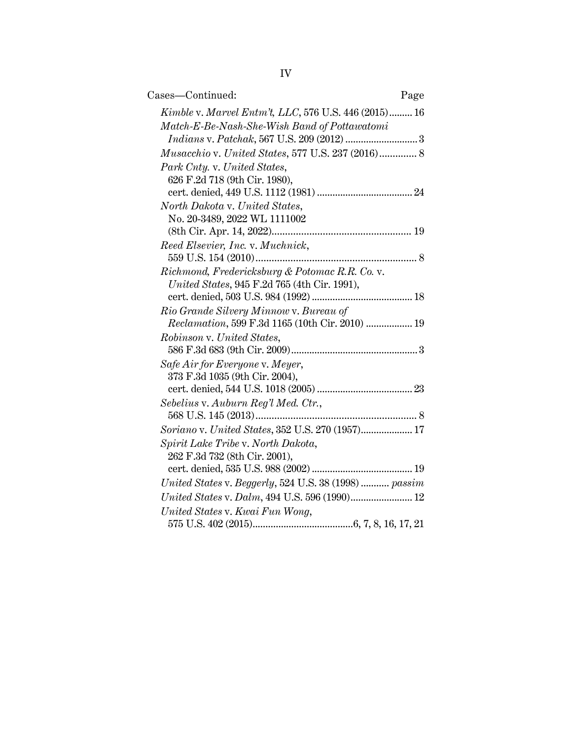Cases—Continued: Page

*Kimble* v. *Marvel Entm't, LLC*, 576 U.S. 446 (2015)......... 16

*Match-E-Be-Nash-She-Wish Band of Pottawatomi Indians* v. *Patchak*, 567 U.S. 209 (2012) ........................... 3

*Musacchio* v. *United States*, 577 U.S. 237 (2016).............. 8

*Park Cnty.* v. *United States*, 626 F.2d 718 (9th Cir. 1980), cert. denied, 449 U.S. 1112 (1981) .................................... 24

*North Dakota* v. *United States*, No. 20-3489, 2022 WL 1111002 (8th Cir. Apr. 14, 2022).................................................... 19

*Reed Elsevier, Inc.* v. *Muchnick*, 559 U.S. 154 (2010)............................................................ 8

*Richmond, Fredericksburg & Potomac R.R. Co.* v. *United States*, 945 F.2d 765 (4th Cir. 1991), cert. denied, 503 U.S. 984 (1992) ...................................... 18

*Rio Grande Silvery Minnow* v. *Bureau of Reclamation*, 599 F.3d 1165 (10th Cir. 2010) .................. 19

*Robinson* v. *United States*, 586 F.3d 683 (9th Cir. 2009)................................................ 3

*Safe Air for Everyone* v. *Meyer*, 373 F.3d 1035 (9th Cir. 2004), cert. denied, 544 U.S. 1018 (2005) .................................... 23

*Sebelius* v. *Auburn Reg'l Med. Ctr.*, 568 U.S. 145 (2013)............................................................ 8

*Soriano* v. *United States*, 352 U.S. 270 (1957).................... 17

*Spirit Lake Tribe* v. *North Dakota*, 262 F.3d 732 (8th Cir. 2001), cert. denied, 535 U.S. 988 (2002) ...................................... 19

*United States* v. *Beggerly*, 524 U.S. 38 (1998) ........... *passim*

*United States* v. *Dalm*, 494 U.S. 596 (1990)........................ 12

*United States* v. *Kwai Fun Wong*, 575 U.S. 402 (2015).......................................6, 7, 8, 16, 17, 21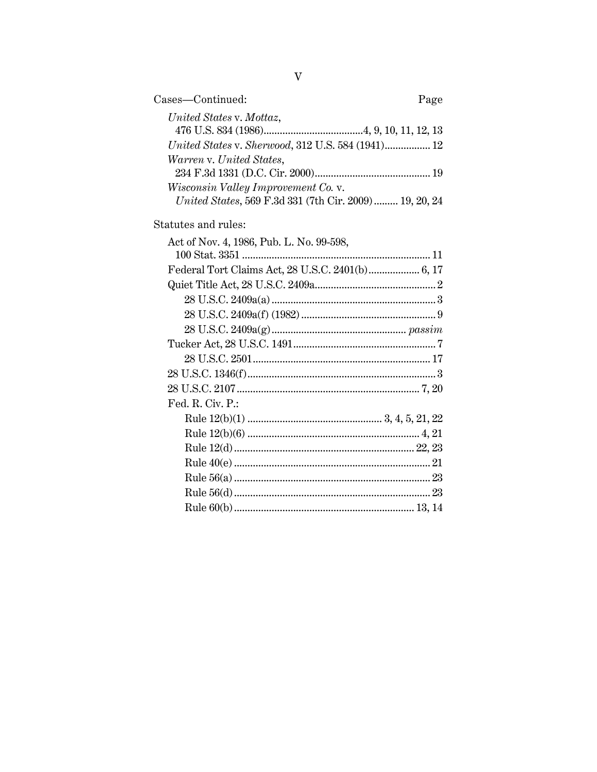Cases—Continued: Page

*United States* v. *Mottaz*, 476 U.S. 834 (1986) .......... 4, 9, 10, 11, 12, 13

*United States* v. *Sherwood*, 312 U.S. 584 (1941) .......... 12

*Warren* v. *United States*, 234 F.3d 1331 (D.C. Cir. 2000) .......... 19

*Wisconsin Valley Improvement Co.* v. *United States*, 569 F.3d 331 (7th Cir. 2009) .......... 19, 20, 24

Statutes and rules:

Act of Nov. 4, 1986, Pub. L. No. 99-598, 100 Stat. 3351 .......... 11

Federal Tort Claims Act, 28 U.S.C. 2401(b) .......... 6, 17

Quiet Title Act, 28 U.S.C. 2409a .......... 2

- 28 U.S.C. 2409a(a) .......... 3
- 28 U.S.C. 2409a(f) (1982) .......... 9
- 28 U.S.C. 2409a(g) .......... *passim*

Tucker Act, 28 U.S.C. 1491 .......... 7

- 28 U.S.C. 2501 .......... 17

28 U.S.C. 1346(f) .......... 3

28 U.S.C. 2107 .......... 7, 20

Fed. R. Civ. P.:

- Rule 12(b)(1) .......... 3, 4, 5, 21, 22
- Rule 12(b)(6) .......... 4, 21
- Rule 12(d) .......... 22, 23
- Rule 40(e) .......... 21
- Rule 56(a) .......... 23
- Rule 56(d) .......... 23
- Rule 60(b) .......... 13, 14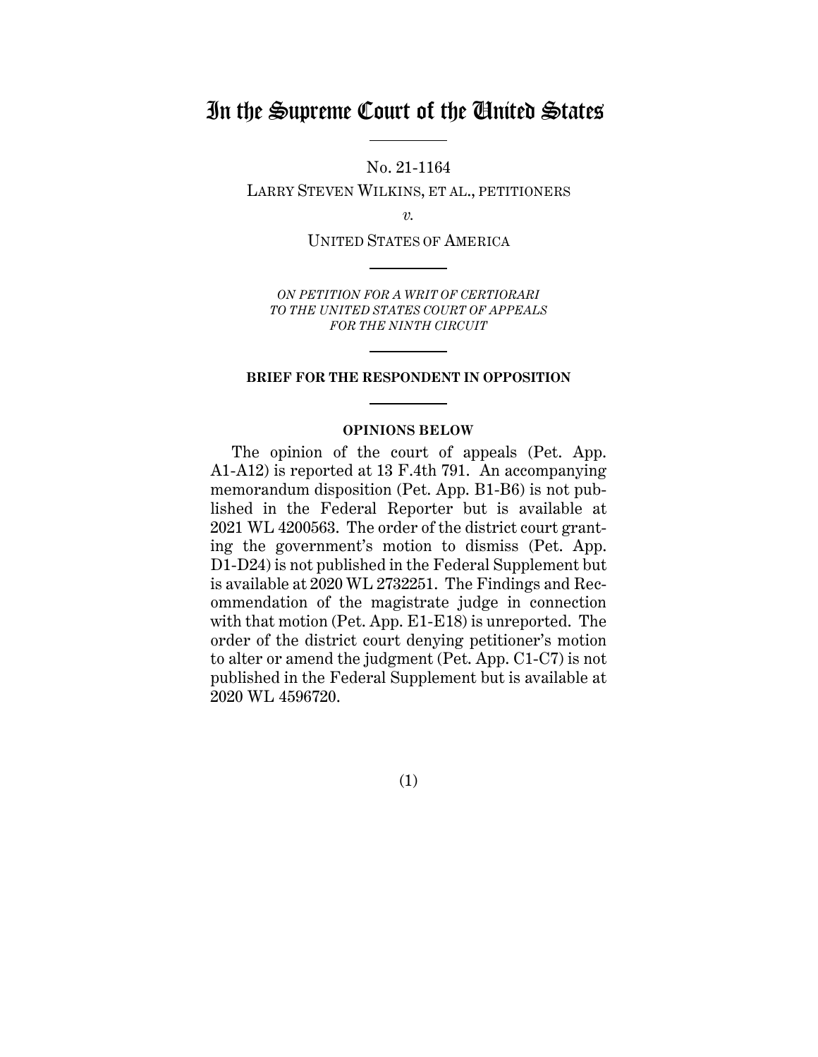# In the Supreme Court of the United States

No. 21-1164

LARRY STEVEN WILKINS, ET AL., PETITIONERS

*v.*

UNITED STATES OF AMERICA

*ON PETITION FOR A WRIT OF CERTIORARI TO THE UNITED STATES COURT OF APPEALS FOR THE NINTH CIRCUIT*

**BRIEF FOR THE RESPONDENT IN OPPOSITION**

**OPINIONS BELOW**

The opinion of the court of appeals (Pet. App. A1-A12) is reported at 13 F.4th 791. An accompanying memorandum disposition (Pet. App. B1-B6) is not published in the Federal Reporter but is available at 2021 WL 4200563. The order of the district court granting the government's motion to dismiss (Pet. App. D1-D24) is not published in the Federal Supplement but is available at 2020 WL 2732251. The Findings and Recommendation of the magistrate judge in connection with that motion (Pet. App. E1-E18) is unreported. The order of the district court denying petitioner's motion to alter or amend the judgment (Pet. App. C1-C7) is not published in the Federal Supplement but is available at 2020 WL 4596720.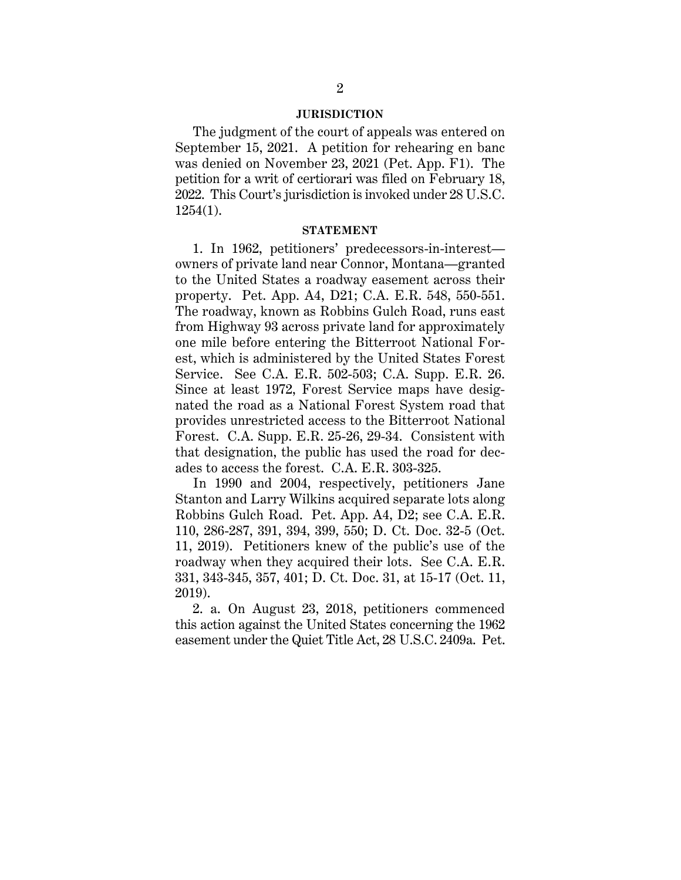## JURISDICTION

The judgment of the court of appeals was entered on September 15, 2021. A petition for rehearing en banc was denied on November 23, 2021 (Pet. App. F1). The petition for a writ of certiorari was filed on February 18, 2022. This Court's jurisdiction is invoked under 28 U.S.C. 1254(1).

## STATEMENT

1. In 1962, petitioners' predecessors-in-interest—owners of private land near Connor, Montana—granted to the United States a roadway easement across their property. Pet. App. A4, D21; C.A. E.R. 548, 550-551. The roadway, known as Robbins Gulch Road, runs east from Highway 93 across private land for approximately one mile before entering the Bitterroot National Forest, which is administered by the United States Forest Service. See C.A. E.R. 502-503; C.A. Supp. E.R. 26. Since at least 1972, Forest Service maps have designated the road as a National Forest System road that provides unrestricted access to the Bitterroot National Forest. C.A. Supp. E.R. 25-26, 29-34. Consistent with that designation, the public has used the road for decades to access the forest. C.A. E.R. 303-325.

In 1990 and 2004, respectively, petitioners Jane Stanton and Larry Wilkins acquired separate lots along Robbins Gulch Road. Pet. App. A4, D2; see C.A. E.R. 110, 286-287, 391, 394, 399, 550; D. Ct. Doc. 32-5 (Oct. 11, 2019). Petitioners knew of the public's use of the roadway when they acquired their lots. See C.A. E.R. 331, 343-345, 357, 401; D. Ct. Doc. 31, at 15-17 (Oct. 11, 2019).

2. a. On August 23, 2018, petitioners commenced this action against the United States concerning the 1962 easement under the Quiet Title Act, 28 U.S.C. 2409a. Pet.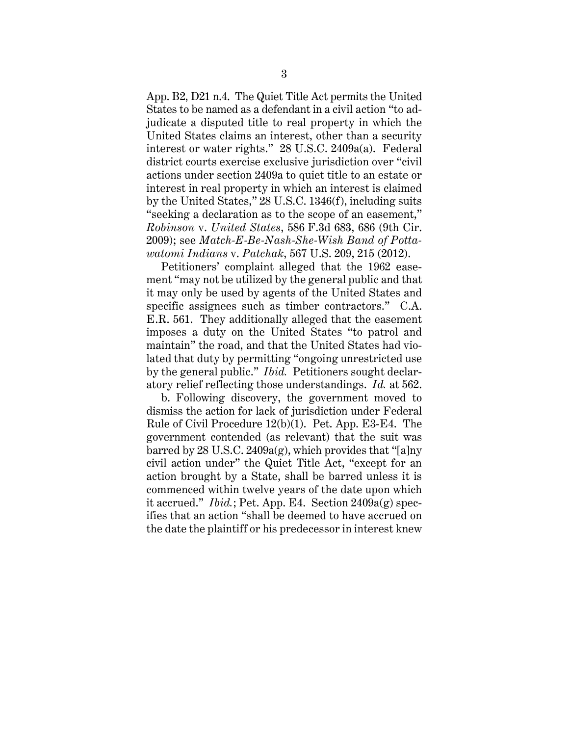App. B2, D21 n.4. The Quiet Title Act permits the United States to be named as a defendant in a civil action "to adjudicate a disputed title to real property in which the United States claims an interest, other than a security interest or water rights." 28 U.S.C. 2409a(a). Federal district courts exercise exclusive jurisdiction over "civil actions under section 2409a to quiet title to an estate or interest in real property in which an interest is claimed by the United States," 28 U.S.C. 1346(f), including suits "seeking a declaration as to the scope of an easement," *Robinson* v. *United States*, 586 F.3d 683, 686 (9th Cir. 2009); see *Match-E-Be-Nash-She-Wish Band of Pottawatomi Indians* v. *Patchak*, 567 U.S. 209, 215 (2012).

Petitioners' complaint alleged that the 1962 easement "may not be utilized by the general public and that it may only be used by agents of the United States and specific assignees such as timber contractors." C.A. E.R. 561. They additionally alleged that the easement imposes a duty on the United States "to patrol and maintain" the road, and that the United States had violated that duty by permitting "ongoing unrestricted use by the general public." *Ibid.* Petitioners sought declaratory relief reflecting those understandings. *Id.* at 562.

b. Following discovery, the government moved to dismiss the action for lack of jurisdiction under Federal Rule of Civil Procedure 12(b)(1). Pet. App. E3-E4. The government contended (as relevant) that the suit was barred by 28 U.S.C. 2409a(g), which provides that "[a]ny civil action under" the Quiet Title Act, "except for an action brought by a State, shall be barred unless it is commenced within twelve years of the date upon which it accrued." *Ibid.*; Pet. App. E4. Section 2409a(g) specifies that an action "shall be deemed to have accrued on the date the plaintiff or his predecessor in interest knew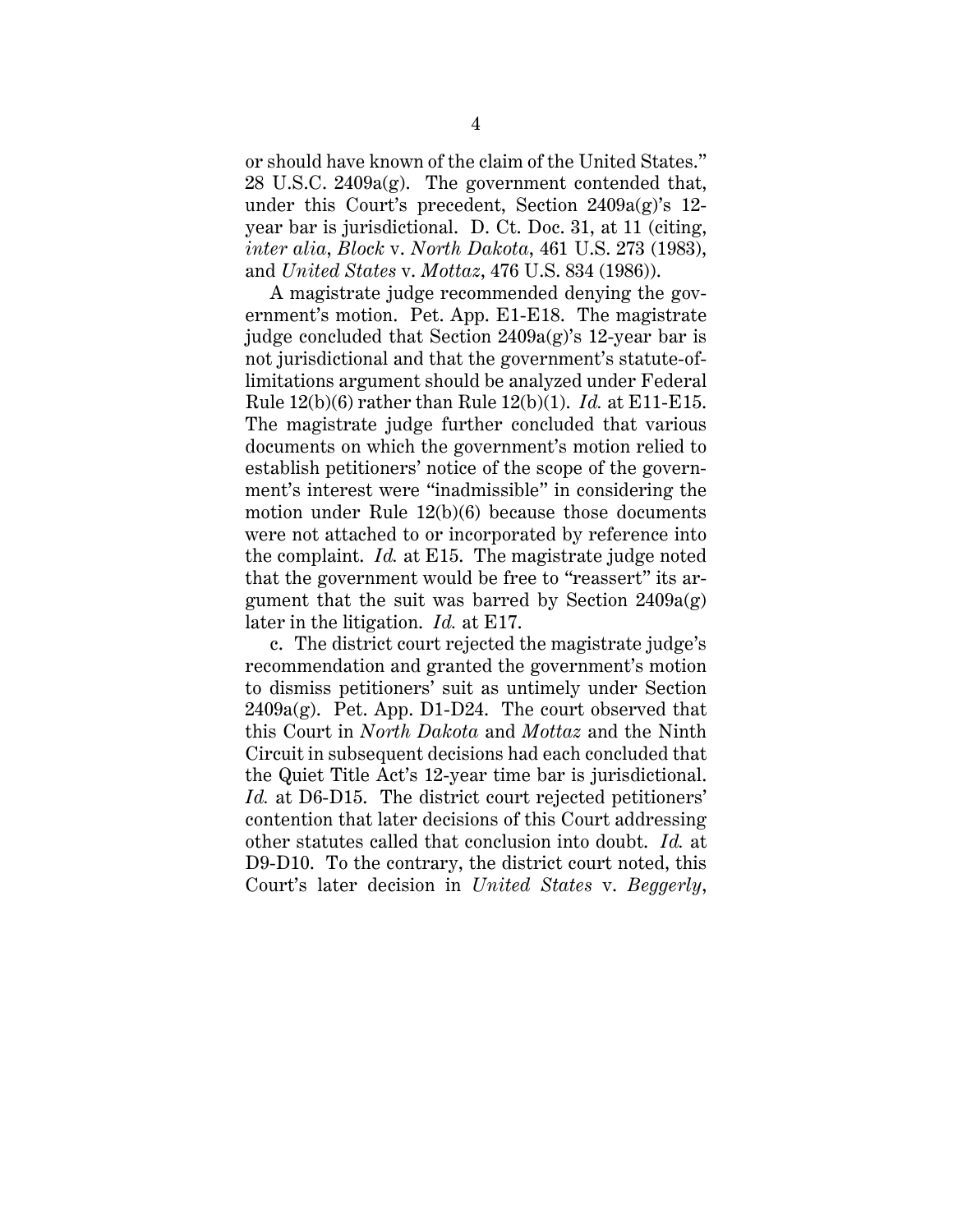or should have known of the claim of the United States." 28 U.S.C. 2409a(g). The government contended that, under this Court's precedent, Section 2409a(g)'s 12-year bar is jurisdictional. D. Ct. Doc. 31, at 11 (citing, *inter alia*, *Block* v. *North Dakota*, 461 U.S. 273 (1983), and *United States* v. *Mottaz*, 476 U.S. 834 (1986)).

A magistrate judge recommended denying the government's motion. Pet. App. E1-E18. The magistrate judge concluded that Section 2409a(g)'s 12-year bar is not jurisdictional and that the government's statute-of-limitations argument should be analyzed under Federal Rule 12(b)(6) rather than Rule 12(b)(1). *Id.* at E11-E15. The magistrate judge further concluded that various documents on which the government's motion relied to establish petitioners' notice of the scope of the government's interest were "inadmissible" in considering the motion under Rule 12(b)(6) because those documents were not attached to or incorporated by reference into the complaint. *Id.* at E15. The magistrate judge noted that the government would be free to "reassert" its argument that the suit was barred by Section 2409a(g) later in the litigation. *Id.* at E17.

c. The district court rejected the magistrate judge's recommendation and granted the government's motion to dismiss petitioners' suit as untimely under Section 2409a(g). Pet. App. D1-D24. The court observed that this Court in *North Dakota* and *Mottaz* and the Ninth Circuit in subsequent decisions had each concluded that the Quiet Title Act's 12-year time bar is jurisdictional. *Id.* at D6-D15. The district court rejected petitioners' contention that later decisions of this Court addressing other statutes called that conclusion into doubt. *Id.* at D9-D10. To the contrary, the district court noted, this Court's later decision in *United States* v. *Beggerly*,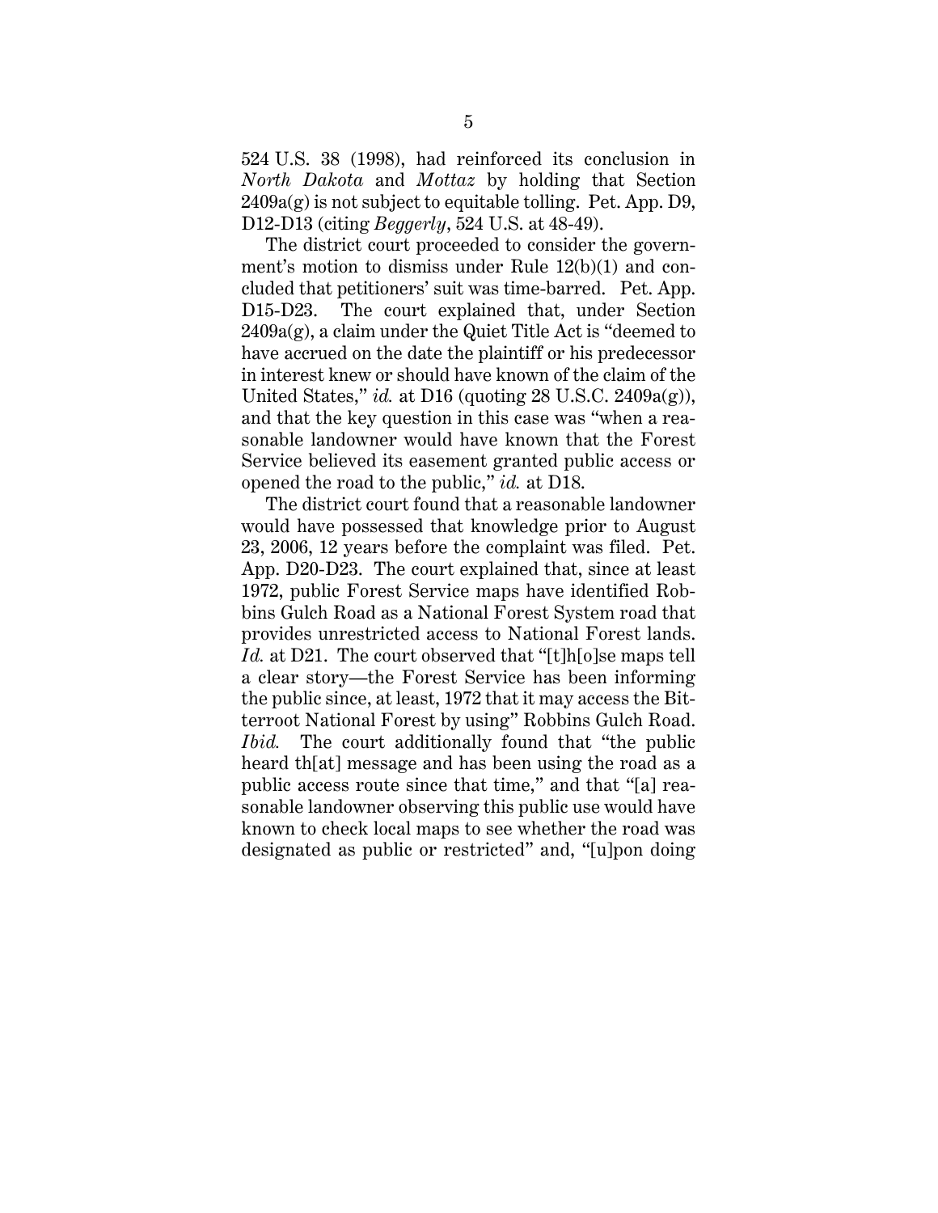524 U.S. 38 (1998), had reinforced its conclusion in *North Dakota* and *Mottaz* by holding that Section 2409a(g) is not subject to equitable tolling. Pet. App. D9, D12-D13 (citing *Beggerly*, 524 U.S. at 48-49).

The district court proceeded to consider the government's motion to dismiss under Rule 12(b)(1) and concluded that petitioners' suit was time-barred. Pet. App. D15-D23. The court explained that, under Section 2409a(g), a claim under the Quiet Title Act is "deemed to have accrued on the date the plaintiff or his predecessor in interest knew or should have known of the claim of the United States," *id.* at D16 (quoting 28 U.S.C. 2409a(g)), and that the key question in this case was "when a reasonable landowner would have known that the Forest Service believed its easement granted public access or opened the road to the public," *id.* at D18.

The district court found that a reasonable landowner would have possessed that knowledge prior to August 23, 2006, 12 years before the complaint was filed. Pet. App. D20-D23. The court explained that, since at least 1972, public Forest Service maps have identified Robbins Gulch Road as a National Forest System road that provides unrestricted access to National Forest lands. *Id.* at D21. The court observed that "[t]h[o]se maps tell a clear story—the Forest Service has been informing the public since, at least, 1972 that it may access the Bitterroot National Forest by using" Robbins Gulch Road. *Ibid.* The court additionally found that "the public heard th[at] message and has been using the road as a public access route since that time," and that "[a] reasonable landowner observing this public use would have known to check local maps to see whether the road was designated as public or restricted" and, "[u]pon doing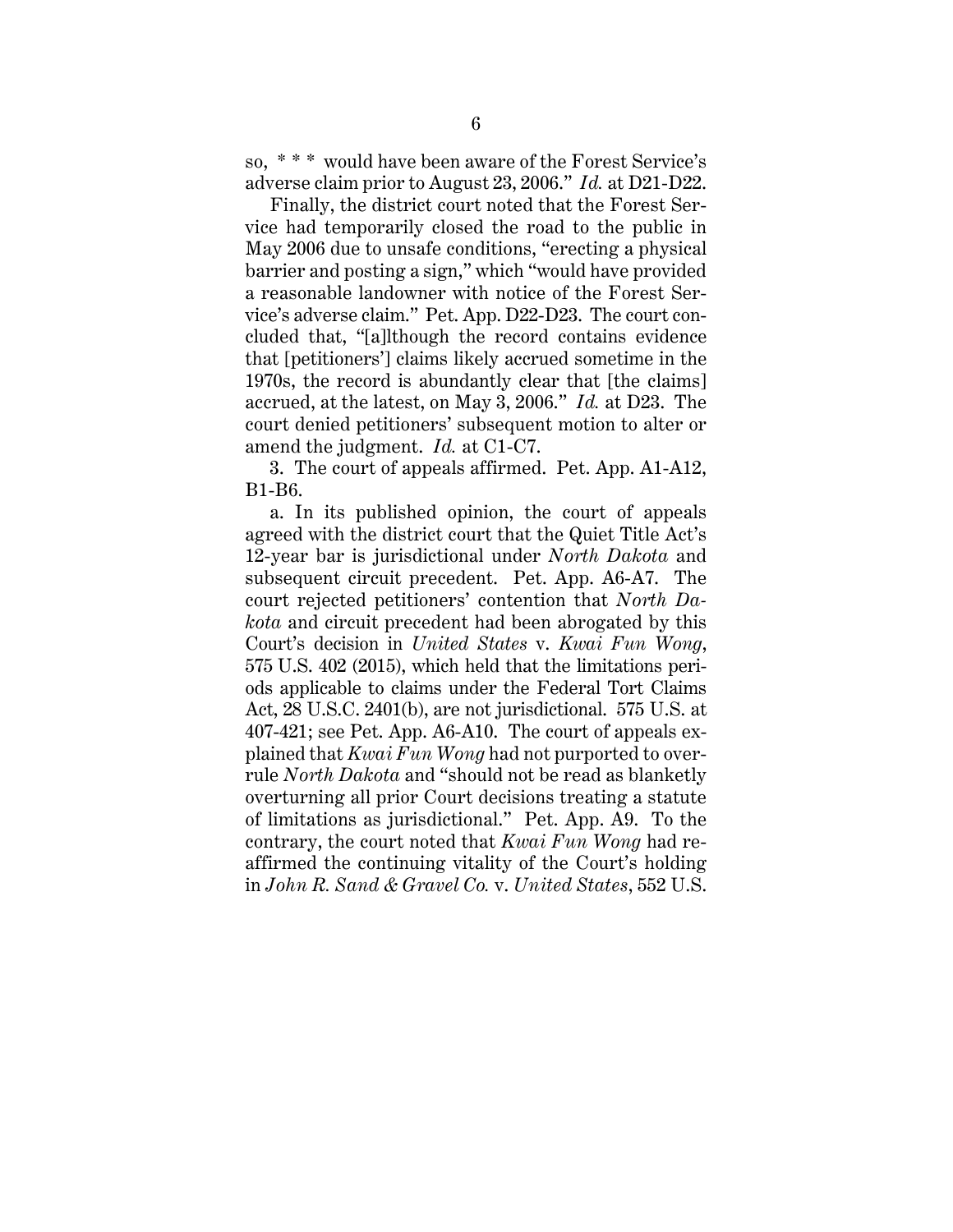so, * * * would have been aware of the Forest Service's adverse claim prior to August 23, 2006." *Id.* at D21-D22.

Finally, the district court noted that the Forest Service had temporarily closed the road to the public in May 2006 due to unsafe conditions, "erecting a physical barrier and posting a sign," which "would have provided a reasonable landowner with notice of the Forest Service's adverse claim." Pet. App. D22-D23. The court concluded that, "[a]lthough the record contains evidence that [petitioners'] claims likely accrued sometime in the 1970s, the record is abundantly clear that [the claims] accrued, at the latest, on May 3, 2006." *Id.* at D23. The court denied petitioners' subsequent motion to alter or amend the judgment. *Id.* at C1-C7.

3. The court of appeals affirmed. Pet. App. A1-A12, B1-B6.

a. In its published opinion, the court of appeals agreed with the district court that the Quiet Title Act's 12-year bar is jurisdictional under *North Dakota* and subsequent circuit precedent. Pet. App. A6-A7. The court rejected petitioners' contention that *North Dakota* and circuit precedent had been abrogated by this Court's decision in *United States* v. *Kwai Fun Wong*, 575 U.S. 402 (2015), which held that the limitations periods applicable to claims under the Federal Tort Claims Act, 28 U.S.C. 2401(b), are not jurisdictional. 575 U.S. at 407-421; see Pet. App. A6-A10. The court of appeals explained that *Kwai Fun Wong* had not purported to overrule *North Dakota* and "should not be read as blanketly overturning all prior Court decisions treating a statute of limitations as jurisdictional." Pet. App. A9. To the contrary, the court noted that *Kwai Fun Wong* had reaffirmed the continuing vitality of the Court's holding in *John R. Sand & Gravel Co.* v. *United States*, 552 U.S.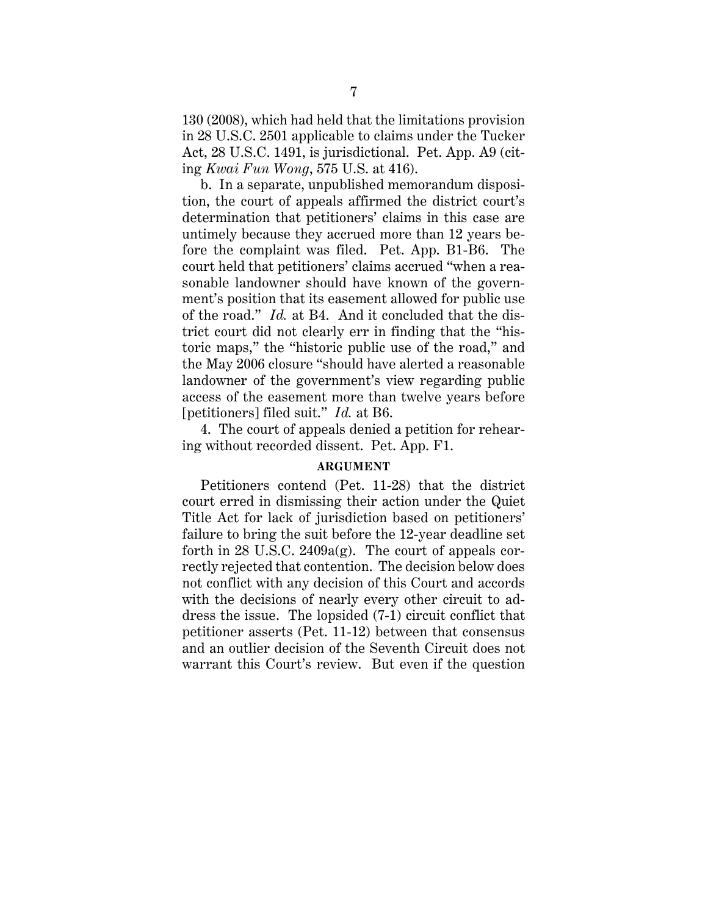130 (2008), which had held that the limitations provision in 28 U.S.C. 2501 applicable to claims under the Tucker Act, 28 U.S.C. 1491, is jurisdictional. Pet. App. A9 (citing *Kwai Fun Wong*, 575 U.S. at 416).

b. In a separate, unpublished memorandum disposition, the court of appeals affirmed the district court's determination that petitioners' claims in this case are untimely because they accrued more than 12 years before the complaint was filed. Pet. App. B1-B6. The court held that petitioners' claims accrued "when a reasonable landowner should have known of the government's position that its easement allowed for public use of the road." *Id.* at B4. And it concluded that the district court did not clearly err in finding that the "historic maps," the "historic public use of the road," and the May 2006 closure "should have alerted a reasonable landowner of the government's view regarding public access of the easement more than twelve years before [petitioners] filed suit." *Id.* at B6.

4. The court of appeals denied a petition for rehearing without recorded dissent. Pet. App. F1.

## ARGUMENT

Petitioners contend (Pet. 11-28) that the district court erred in dismissing their action under the Quiet Title Act for lack of jurisdiction based on petitioners' failure to bring the suit before the 12-year deadline set forth in 28 U.S.C. 2409a(g). The court of appeals correctly rejected that contention. The decision below does not conflict with any decision of this Court and accords with the decisions of nearly every other circuit to address the issue. The lopsided (7-1) circuit conflict that petitioner asserts (Pet. 11-12) between that consensus and an outlier decision of the Seventh Circuit does not warrant this Court's review. But even if the question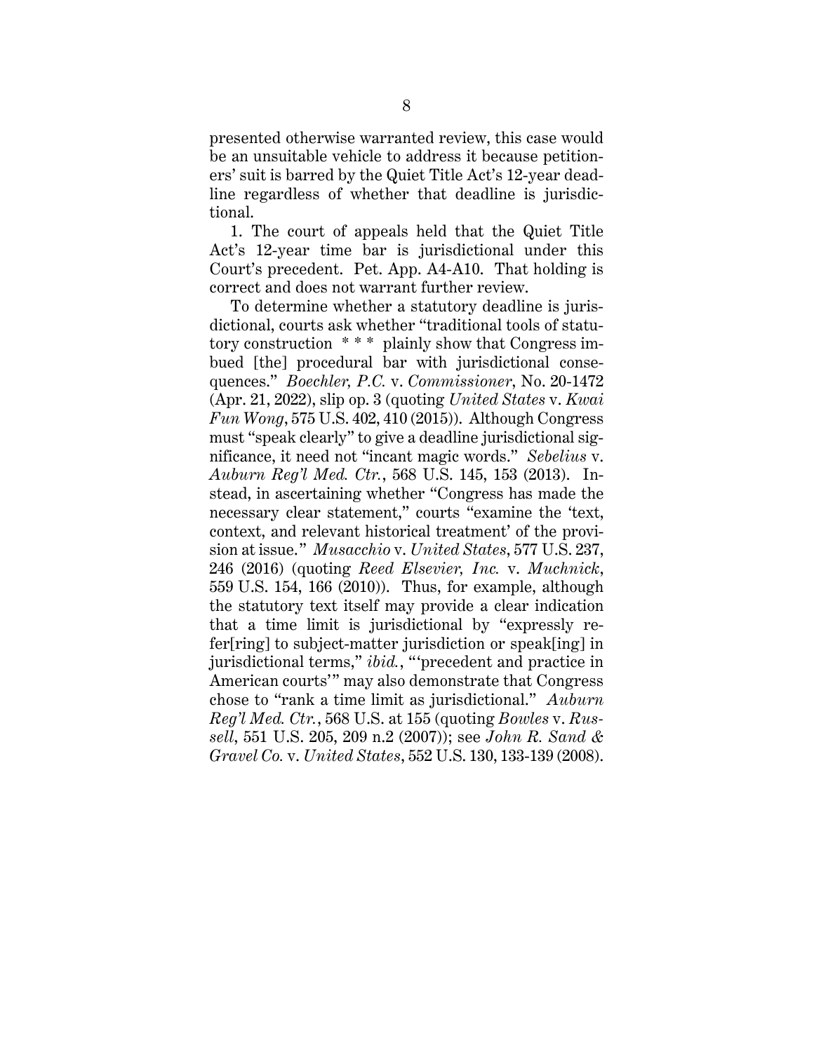presented otherwise warranted review, this case would be an unsuitable vehicle to address it because petitioners' suit is barred by the Quiet Title Act's 12-year deadline regardless of whether that deadline is jurisdictional.

1. The court of appeals held that the Quiet Title Act's 12-year time bar is jurisdictional under this Court's precedent. Pet. App. A4-A10. That holding is correct and does not warrant further review.

To determine whether a statutory deadline is jurisdictional, courts ask whether "traditional tools of statutory construction * * * plainly show that Congress imbued [the] procedural bar with jurisdictional consequences." *Boechler, P.C.* v. *Commissioner*, No. 20-1472 (Apr. 21, 2022), slip op. 3 (quoting *United States* v. *Kwai Fun Wong*, 575 U.S. 402, 410 (2015)). Although Congress must "speak clearly" to give a deadline jurisdictional significance, it need not "incant magic words." *Sebelius* v. *Auburn Reg'l Med. Ctr.*, 568 U.S. 145, 153 (2013). Instead, in ascertaining whether "Congress has made the necessary clear statement," courts "examine the 'text, context, and relevant historical treatment' of the provision at issue." *Musacchio* v. *United States*, 577 U.S. 237, 246 (2016) (quoting *Reed Elsevier, Inc.* v. *Muchnick*, 559 U.S. 154, 166 (2010)). Thus, for example, although the statutory text itself may provide a clear indication that a time limit is jurisdictional by "expressly refer[ring] to subject-matter jurisdiction or speak[ing] in jurisdictional terms," *ibid.*, "'precedent and practice in American courts'" may also demonstrate that Congress chose to "rank a time limit as jurisdictional." *Auburn Reg'l Med. Ctr.*, 568 U.S. at 155 (quoting *Bowles* v. *Russell*, 551 U.S. 205, 209 n.2 (2007)); see *John R. Sand & Gravel Co.* v. *United States*, 552 U.S. 130, 133-139 (2008).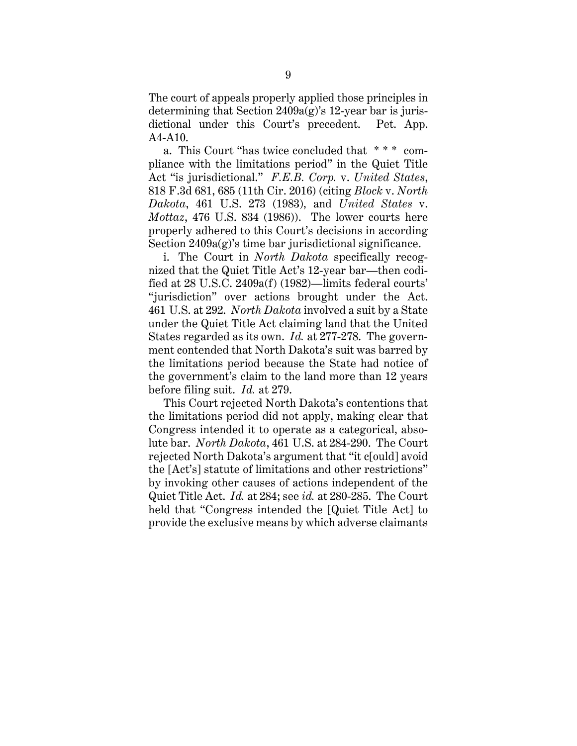The court of appeals properly applied those principles in determining that Section 2409a(g)'s 12-year bar is jurisdictional under this Court's precedent. Pet. App. A4-A10.

a. This Court "has twice concluded that * * * compliance with the limitations period" in the Quiet Title Act "is jurisdictional." *F.E.B. Corp.* v. *United States*, 818 F.3d 681, 685 (11th Cir. 2016) (citing *Block* v. *North Dakota*, 461 U.S. 273 (1983), and *United States* v. *Mottaz*, 476 U.S. 834 (1986)). The lower courts here properly adhered to this Court's decisions in according Section 2409a(g)'s time bar jurisdictional significance.

i. The Court in *North Dakota* specifically recognized that the Quiet Title Act's 12-year bar—then codified at 28 U.S.C. 2409a(f) (1982)—limits federal courts' "jurisdiction" over actions brought under the Act. 461 U.S. at 292. *North Dakota* involved a suit by a State under the Quiet Title Act claiming land that the United States regarded as its own. *Id.* at 277-278. The government contended that North Dakota's suit was barred by the limitations period because the State had notice of the government's claim to the land more than 12 years before filing suit. *Id.* at 279.

This Court rejected North Dakota's contentions that the limitations period did not apply, making clear that Congress intended it to operate as a categorical, absolute bar. *North Dakota*, 461 U.S. at 284-290. The Court rejected North Dakota's argument that "it c[ould] avoid the [Act's] statute of limitations and other restrictions" by invoking other causes of actions independent of the Quiet Title Act. *Id.* at 284; see *id.* at 280-285. The Court held that "Congress intended the [Quiet Title Act] to provide the exclusive means by which adverse claimants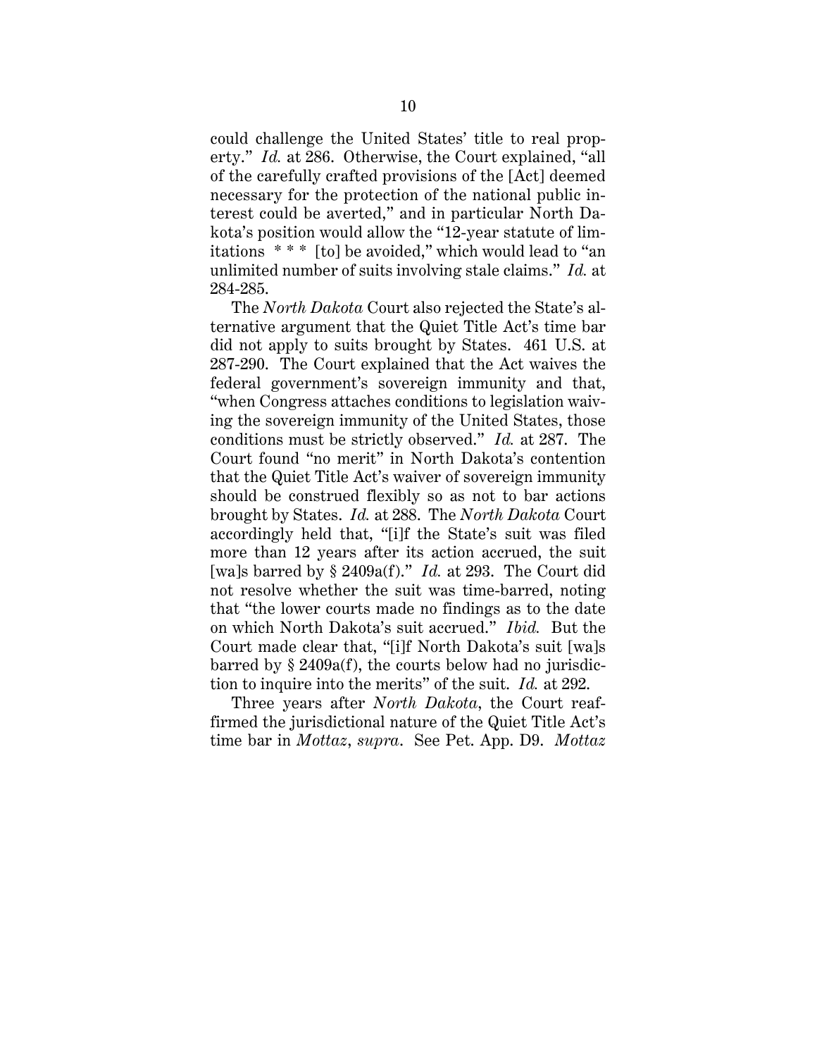could challenge the United States' title to real property." *Id.* at 286. Otherwise, the Court explained, "all of the carefully crafted provisions of the [Act] deemed necessary for the protection of the national public interest could be averted," and in particular North Dakota's position would allow the "12-year statute of limitations * * * [to] be avoided," which would lead to "an unlimited number of suits involving stale claims." *Id.* at 284-285.

The *North Dakota* Court also rejected the State's alternative argument that the Quiet Title Act's time bar did not apply to suits brought by States. 461 U.S. at 287-290. The Court explained that the Act waives the federal government's sovereign immunity and that, "when Congress attaches conditions to legislation waiving the sovereign immunity of the United States, those conditions must be strictly observed." *Id.* at 287. The Court found "no merit" in North Dakota's contention that the Quiet Title Act's waiver of sovereign immunity should be construed flexibly so as not to bar actions brought by States. *Id.* at 288. The *North Dakota* Court accordingly held that, "[i]f the State's suit was filed more than 12 years after its action accrued, the suit [wa]s barred by § 2409a(f)." *Id.* at 293. The Court did not resolve whether the suit was time-barred, noting that "the lower courts made no findings as to the date on which North Dakota's suit accrued." *Ibid.* But the Court made clear that, "[i]f North Dakota's suit [wa]s barred by § 2409a(f), the courts below had no jurisdiction to inquire into the merits" of the suit. *Id.* at 292.

Three years after *North Dakota*, the Court reaffirmed the jurisdictional nature of the Quiet Title Act's time bar in *Mottaz*, *supra*. See Pet. App. D9. *Mottaz*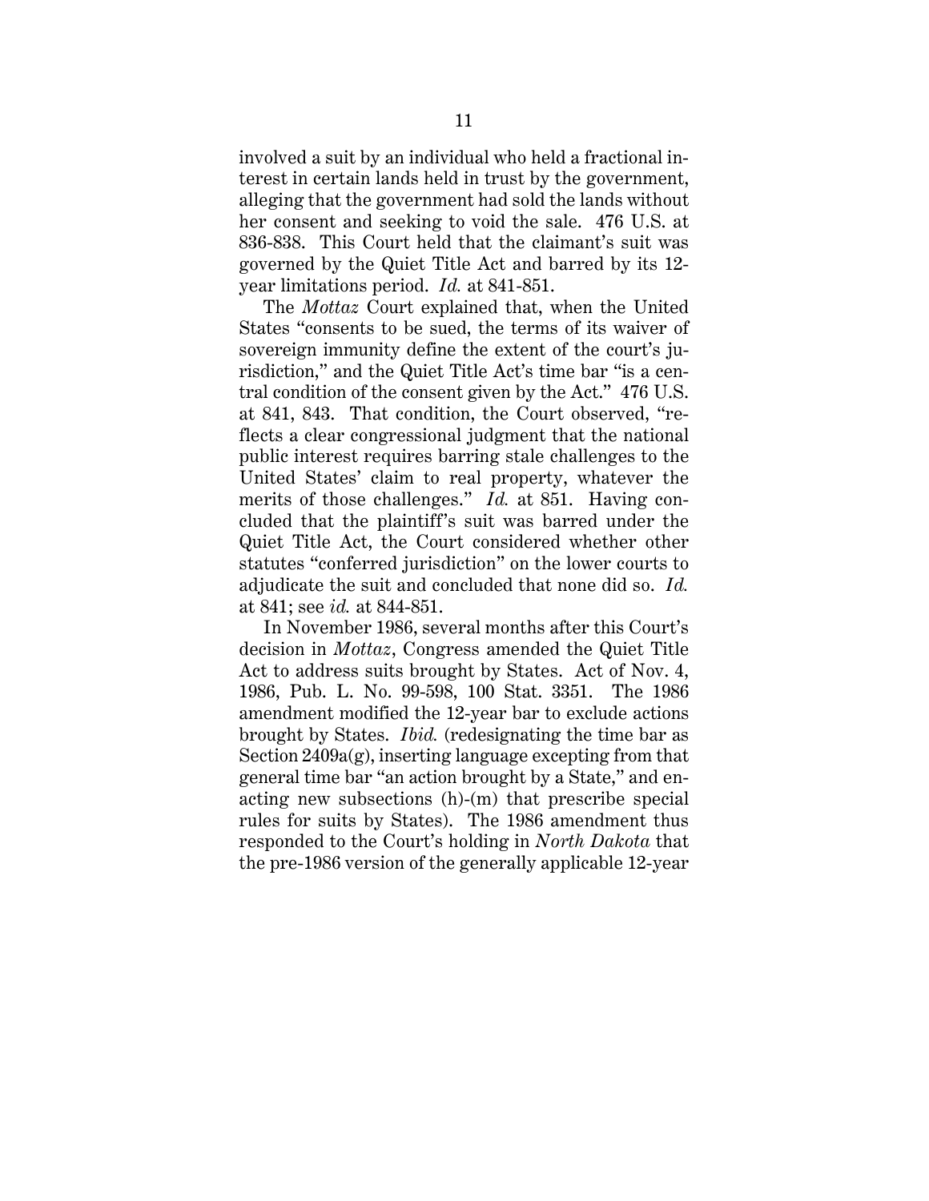involved a suit by an individual who held a fractional interest in certain lands held in trust by the government, alleging that the government had sold the lands without her consent and seeking to void the sale. 476 U.S. at 836-838. This Court held that the claimant's suit was governed by the Quiet Title Act and barred by its 12-year limitations period. *Id.* at 841-851.

The *Mottaz* Court explained that, when the United States "consents to be sued, the terms of its waiver of sovereign immunity define the extent of the court's jurisdiction," and the Quiet Title Act's time bar "is a central condition of the consent given by the Act." 476 U.S. at 841, 843. That condition, the Court observed, "reflects a clear congressional judgment that the national public interest requires barring stale challenges to the United States' claim to real property, whatever the merits of those challenges." *Id.* at 851. Having concluded that the plaintiff's suit was barred under the Quiet Title Act, the Court considered whether other statutes "conferred jurisdiction" on the lower courts to adjudicate the suit and concluded that none did so. *Id.* at 841; see *id.* at 844-851.

In November 1986, several months after this Court's decision in *Mottaz*, Congress amended the Quiet Title Act to address suits brought by States. Act of Nov. 4, 1986, Pub. L. No. 99-598, 100 Stat. 3351. The 1986 amendment modified the 12-year bar to exclude actions brought by States. *Ibid.* (redesignating the time bar as Section 2409a(g), inserting language excepting from that general time bar "an action brought by a State," and enacting new subsections (h)-(m) that prescribe special rules for suits by States). The 1986 amendment thus responded to the Court's holding in *North Dakota* that the pre-1986 version of the generally applicable 12-year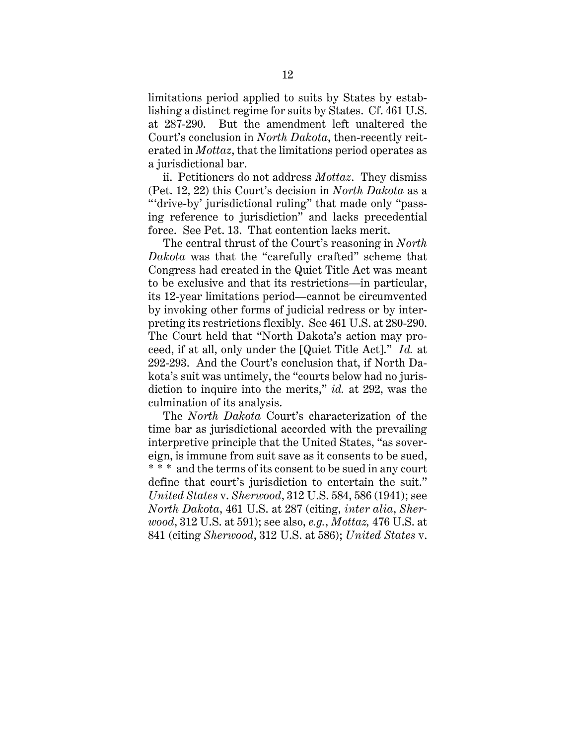limitations period applied to suits by States by establishing a distinct regime for suits by States. Cf. 461 U.S. at 287-290. But the amendment left unaltered the Court's conclusion in *North Dakota*, then-recently reiterated in *Mottaz*, that the limitations period operates as a jurisdictional bar.

ii. Petitioners do not address *Mottaz*. They dismiss (Pet. 12, 22) this Court's decision in *North Dakota* as a "'drive-by' jurisdictional ruling" that made only "passing reference to jurisdiction" and lacks precedential force. See Pet. 13. That contention lacks merit.

The central thrust of the Court's reasoning in *North Dakota* was that the "carefully crafted" scheme that Congress had created in the Quiet Title Act was meant to be exclusive and that its restrictions—in particular, its 12-year limitations period—cannot be circumvented by invoking other forms of judicial redress or by interpreting its restrictions flexibly. See 461 U.S. at 280-290. The Court held that "North Dakota's action may proceed, if at all, only under the [Quiet Title Act]." *Id.* at 292-293. And the Court's conclusion that, if North Dakota's suit was untimely, the "courts below had no jurisdiction to inquire into the merits," *id.* at 292, was the culmination of its analysis.

The *North Dakota* Court's characterization of the time bar as jurisdictional accorded with the prevailing interpretive principle that the United States, "as sovereign, is immune from suit save as it consents to be sued, * * * and the terms of its consent to be sued in any court define that court's jurisdiction to entertain the suit." *United States* v. *Sherwood*, 312 U.S. 584, 586 (1941); see *North Dakota*, 461 U.S. at 287 (citing, *inter alia*, *Sherwood*, 312 U.S. at 591); see also, *e.g.*, *Mottaz,* 476 U.S. at 841 (citing *Sherwood*, 312 U.S. at 586); *United States* v.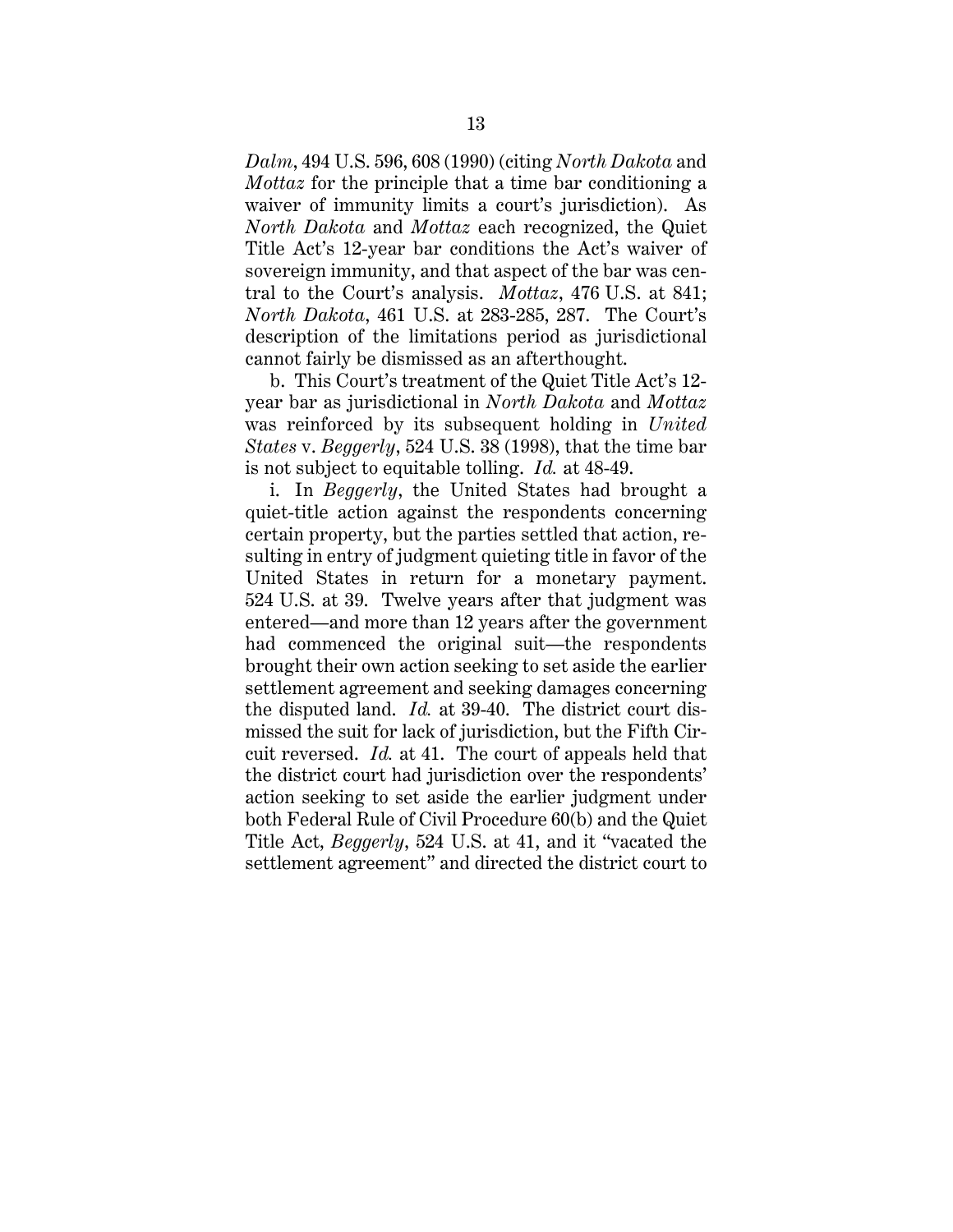*Dalm*, 494 U.S. 596, 608 (1990) (citing *North Dakota* and *Mottaz* for the principle that a time bar conditioning a waiver of immunity limits a court's jurisdiction). As *North Dakota* and *Mottaz* each recognized, the Quiet Title Act's 12-year bar conditions the Act's waiver of sovereign immunity, and that aspect of the bar was central to the Court's analysis. *Mottaz*, 476 U.S. at 841; *North Dakota*, 461 U.S. at 283-285, 287. The Court's description of the limitations period as jurisdictional cannot fairly be dismissed as an afterthought.

b. This Court's treatment of the Quiet Title Act's 12-year bar as jurisdictional in *North Dakota* and *Mottaz* was reinforced by its subsequent holding in *United States* v. *Beggerly*, 524 U.S. 38 (1998), that the time bar is not subject to equitable tolling. *Id.* at 48-49.

i. In *Beggerly*, the United States had brought a quiet-title action against the respondents concerning certain property, but the parties settled that action, resulting in entry of judgment quieting title in favor of the United States in return for a monetary payment. 524 U.S. at 39. Twelve years after that judgment was entered—and more than 12 years after the government had commenced the original suit—the respondents brought their own action seeking to set aside the earlier settlement agreement and seeking damages concerning the disputed land. *Id.* at 39-40. The district court dismissed the suit for lack of jurisdiction, but the Fifth Circuit reversed. *Id.* at 41. The court of appeals held that the district court had jurisdiction over the respondents' action seeking to set aside the earlier judgment under both Federal Rule of Civil Procedure 60(b) and the Quiet Title Act, *Beggerly*, 524 U.S. at 41, and it "vacated the settlement agreement" and directed the district court to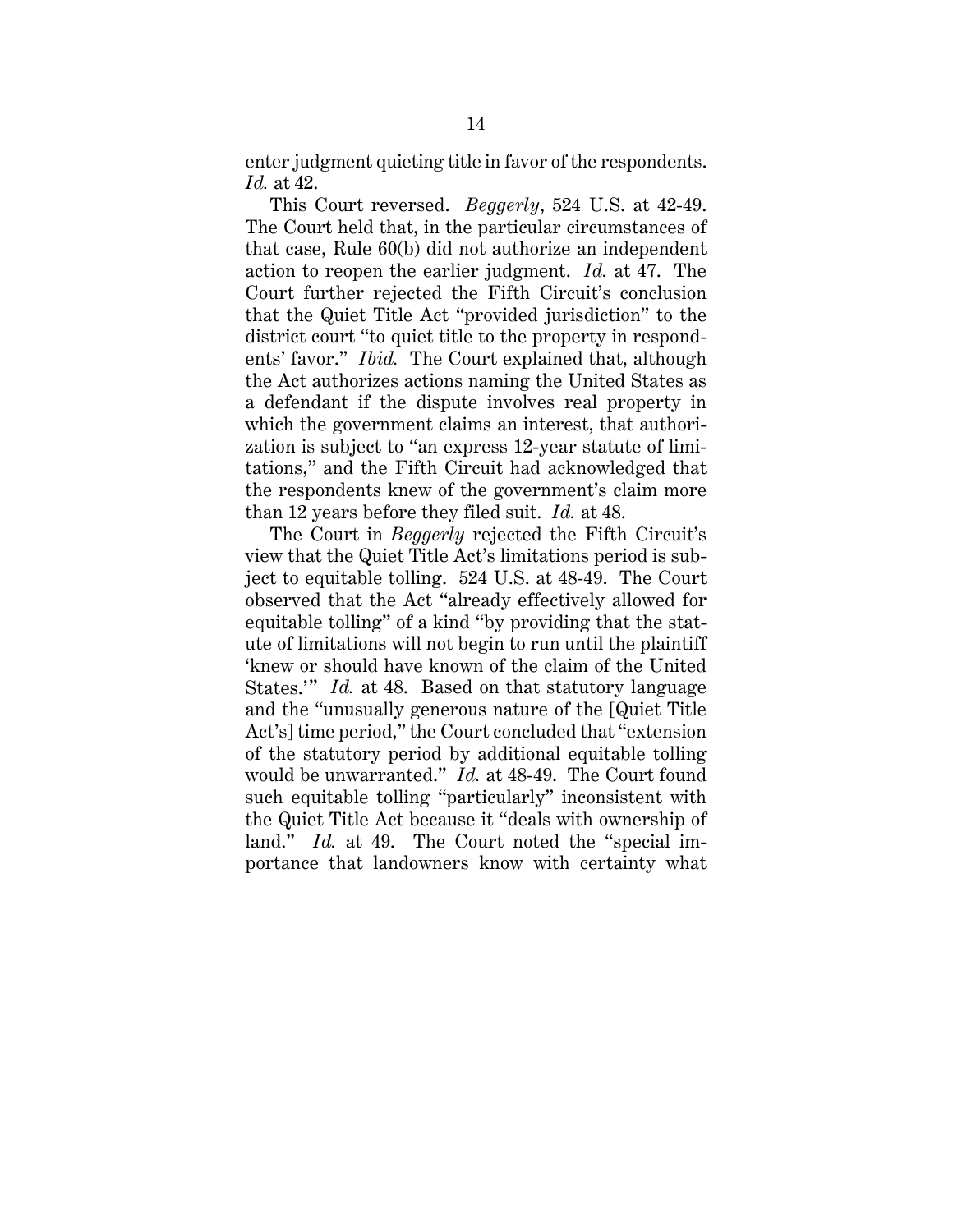enter judgment quieting title in favor of the respondents. *Id.* at 42.

This Court reversed. *Beggerly*, 524 U.S. at 42-49. The Court held that, in the particular circumstances of that case, Rule 60(b) did not authorize an independent action to reopen the earlier judgment. *Id.* at 47. The Court further rejected the Fifth Circuit's conclusion that the Quiet Title Act "provided jurisdiction" to the district court "to quiet title to the property in respondents' favor." *Ibid.* The Court explained that, although the Act authorizes actions naming the United States as a defendant if the dispute involves real property in which the government claims an interest, that authorization is subject to "an express 12-year statute of limitations," and the Fifth Circuit had acknowledged that the respondents knew of the government's claim more than 12 years before they filed suit. *Id.* at 48.

The Court in *Beggerly* rejected the Fifth Circuit's view that the Quiet Title Act's limitations period is subject to equitable tolling. 524 U.S. at 48-49. The Court observed that the Act "already effectively allowed for equitable tolling" of a kind "by providing that the statute of limitations will not begin to run until the plaintiff 'knew or should have known of the claim of the United States.'" *Id.* at 48. Based on that statutory language and the "unusually generous nature of the [Quiet Title Act's] time period," the Court concluded that "extension of the statutory period by additional equitable tolling would be unwarranted." *Id.* at 48-49. The Court found such equitable tolling "particularly" inconsistent with the Quiet Title Act because it "deals with ownership of land." *Id.* at 49. The Court noted the "special importance that landowners know with certainty what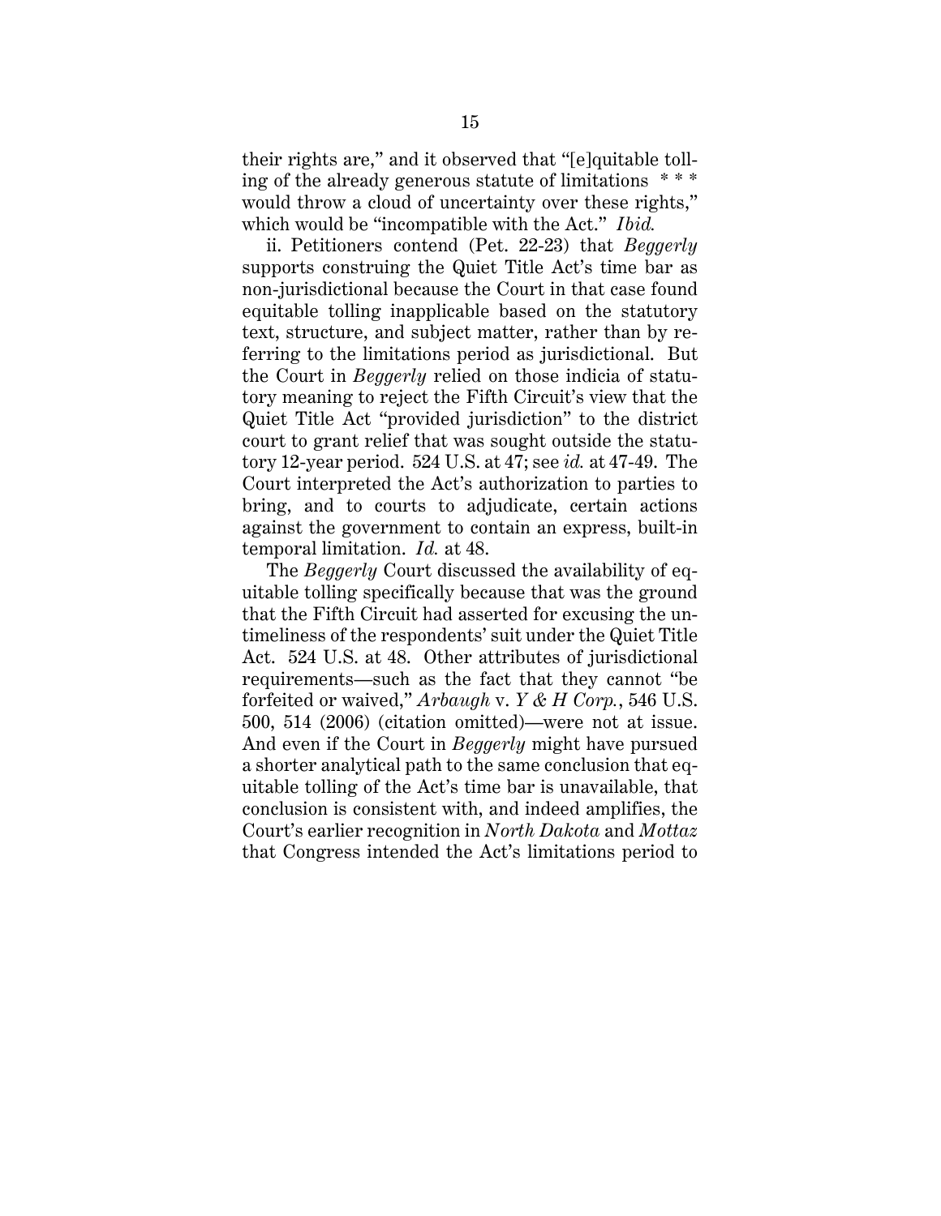their rights are," and it observed that "[e]quitable tolling of the already generous statute of limitations \* \* \* would throw a cloud of uncertainty over these rights," which would be "incompatible with the Act." *Ibid.*

ii. Petitioners contend (Pet. 22-23) that *Beggerly* supports construing the Quiet Title Act's time bar as non-jurisdictional because the Court in that case found equitable tolling inapplicable based on the statutory text, structure, and subject matter, rather than by referring to the limitations period as jurisdictional. But the Court in *Beggerly* relied on those indicia of statutory meaning to reject the Fifth Circuit's view that the Quiet Title Act "provided jurisdiction" to the district court to grant relief that was sought outside the statutory 12-year period. 524 U.S. at 47; see *id.* at 47-49. The Court interpreted the Act's authorization to parties to bring, and to courts to adjudicate, certain actions against the government to contain an express, built-in temporal limitation. *Id.* at 48.

The *Beggerly* Court discussed the availability of equitable tolling specifically because that was the ground that the Fifth Circuit had asserted for excusing the untimeliness of the respondents' suit under the Quiet Title Act. 524 U.S. at 48. Other attributes of jurisdictional requirements—such as the fact that they cannot "be forfeited or waived," *Arbaugh* v. *Y & H Corp.*, 546 U.S. 500, 514 (2006) (citation omitted)—were not at issue. And even if the Court in *Beggerly* might have pursued a shorter analytical path to the same conclusion that equitable tolling of the Act's time bar is unavailable, that conclusion is consistent with, and indeed amplifies, the Court's earlier recognition in *North Dakota* and *Mottaz* that Congress intended the Act's limitations period to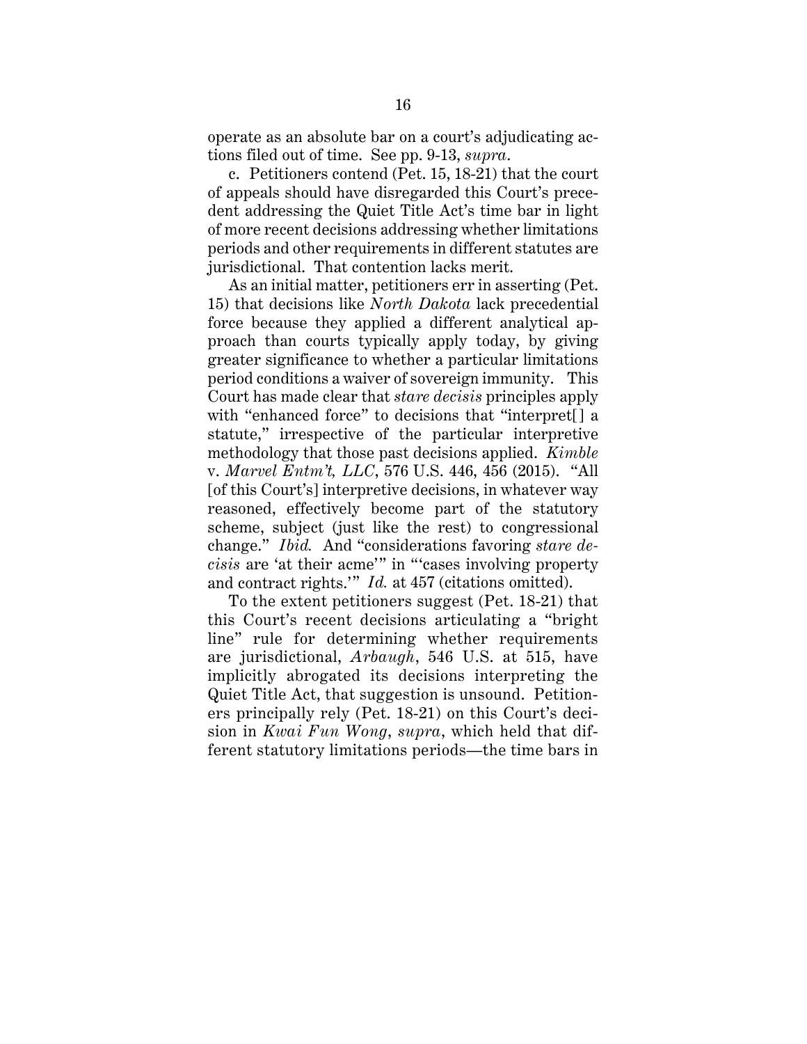operate as an absolute bar on a court's adjudicating actions filed out of time. See pp. 9-13, *supra*.

c. Petitioners contend (Pet. 15, 18-21) that the court of appeals should have disregarded this Court's precedent addressing the Quiet Title Act's time bar in light of more recent decisions addressing whether limitations periods and other requirements in different statutes are jurisdictional. That contention lacks merit.

As an initial matter, petitioners err in asserting (Pet. 15) that decisions like *North Dakota* lack precedential force because they applied a different analytical approach than courts typically apply today, by giving greater significance to whether a particular limitations period conditions a waiver of sovereign immunity. This Court has made clear that *stare decisis* principles apply with "enhanced force" to decisions that "interpret[] a statute," irrespective of the particular interpretive methodology that those past decisions applied. *Kimble* v. *Marvel Entm't, LLC*, 576 U.S. 446, 456 (2015). "All [of this Court's] interpretive decisions, in whatever way reasoned, effectively become part of the statutory scheme, subject (just like the rest) to congressional change." *Ibid.* And "considerations favoring *stare decisis* are 'at their acme'" in "'cases involving property and contract rights.'" *Id.* at 457 (citations omitted).

To the extent petitioners suggest (Pet. 18-21) that this Court's recent decisions articulating a "bright line" rule for determining whether requirements are jurisdictional, *Arbaugh*, 546 U.S. at 515, have implicitly abrogated its decisions interpreting the Quiet Title Act, that suggestion is unsound. Petitioners principally rely (Pet. 18-21) on this Court's decision in *Kwai Fun Wong*, *supra*, which held that different statutory limitations periods—the time bars in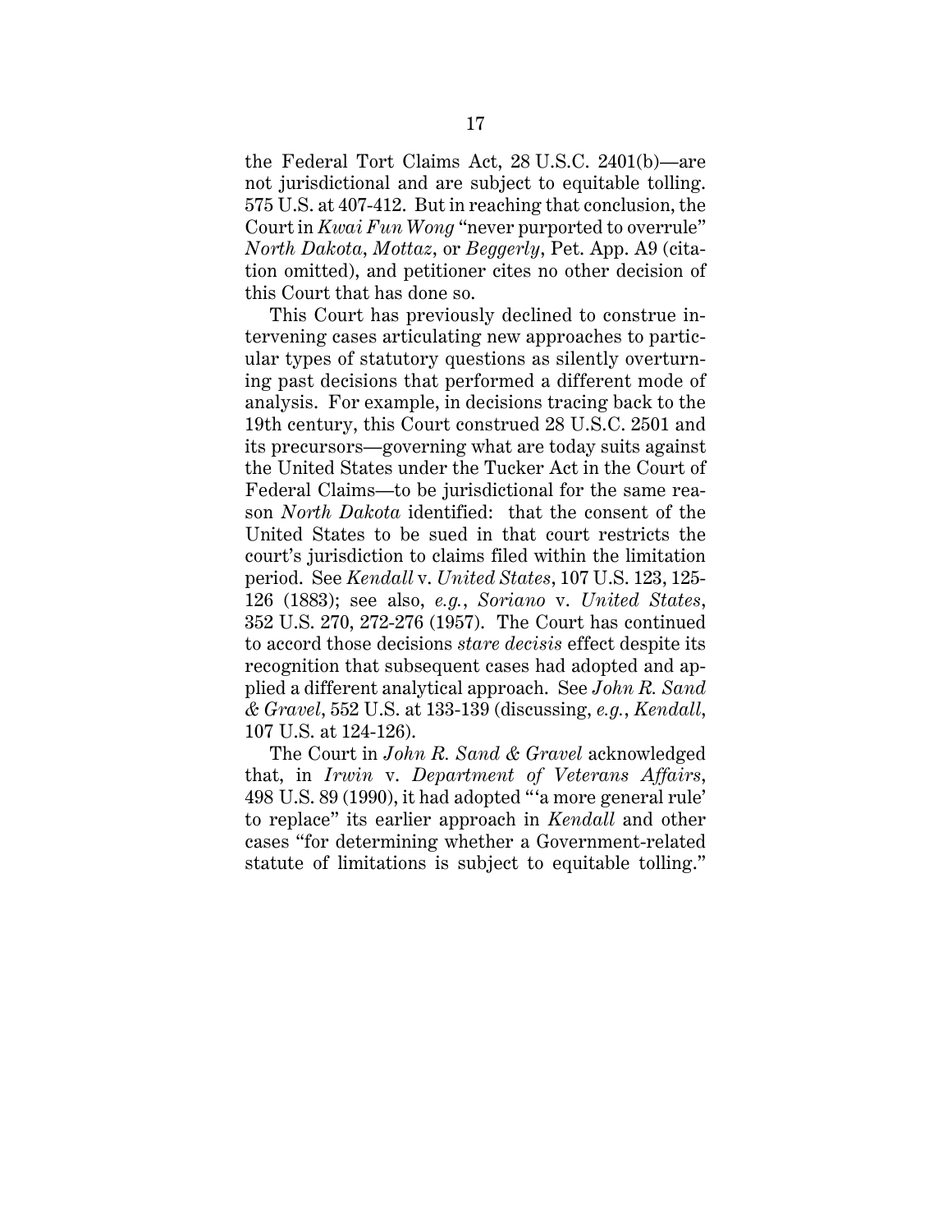the Federal Tort Claims Act, 28 U.S.C. 2401(b)—are not jurisdictional and are subject to equitable tolling. 575 U.S. at 407-412. But in reaching that conclusion, the Court in *Kwai Fun Wong* "never purported to overrule" *North Dakota*, *Mottaz*, or *Beggerly*, Pet. App. A9 (citation omitted), and petitioner cites no other decision of this Court that has done so.

This Court has previously declined to construe intervening cases articulating new approaches to particular types of statutory questions as silently overturning past decisions that performed a different mode of analysis. For example, in decisions tracing back to the 19th century, this Court construed 28 U.S.C. 2501 and its precursors—governing what are today suits against the United States under the Tucker Act in the Court of Federal Claims—to be jurisdictional for the same reason *North Dakota* identified: that the consent of the United States to be sued in that court restricts the court's jurisdiction to claims filed within the limitation period. See *Kendall* v. *United States*, 107 U.S. 123, 125-126 (1883); see also, *e.g.*, *Soriano* v. *United States*, 352 U.S. 270, 272-276 (1957). The Court has continued to accord those decisions *stare decisis* effect despite its recognition that subsequent cases had adopted and applied a different analytical approach. See *John R. Sand & Gravel*, 552 U.S. at 133-139 (discussing, *e.g.*, *Kendall*, 107 U.S. at 124-126).

The Court in *John R. Sand & Gravel* acknowledged that, in *Irwin* v. *Department of Veterans Affairs*, 498 U.S. 89 (1990), it had adopted "'a more general rule' to replace" its earlier approach in *Kendall* and other cases "for determining whether a Government-related statute of limitations is subject to equitable tolling."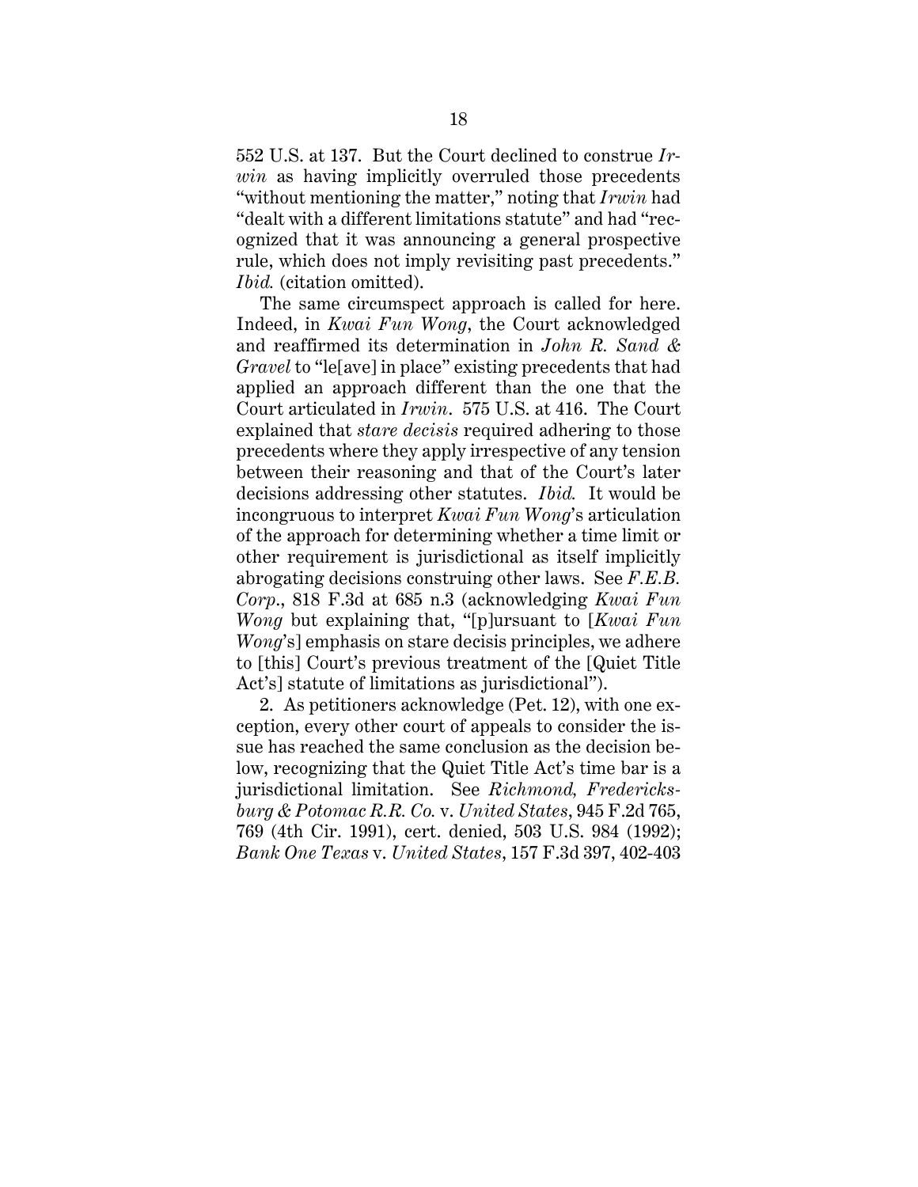552 U.S. at 137. But the Court declined to construe *Irwin* as having implicitly overruled those precedents "without mentioning the matter," noting that *Irwin* had "dealt with a different limitations statute" and had "recognized that it was announcing a general prospective rule, which does not imply revisiting past precedents." *Ibid.* (citation omitted).

The same circumspect approach is called for here. Indeed, in *Kwai Fun Wong*, the Court acknowledged and reaffirmed its determination in *John R. Sand & Gravel* to "le[ave] in place" existing precedents that had applied an approach different than the one that the Court articulated in *Irwin*. 575 U.S. at 416. The Court explained that *stare decisis* required adhering to those precedents where they apply irrespective of any tension between their reasoning and that of the Court's later decisions addressing other statutes. *Ibid.* It would be incongruous to interpret *Kwai Fun Wong*'s articulation of the approach for determining whether a time limit or other requirement is jurisdictional as itself implicitly abrogating decisions construing other laws. See *F.E.B. Corp.*, 818 F.3d at 685 n.3 (acknowledging *Kwai Fun Wong* but explaining that, "[p]ursuant to [*Kwai Fun Wong*'s] emphasis on stare decisis principles, we adhere to [this] Court's previous treatment of the [Quiet Title Act's] statute of limitations as jurisdictional").

2. As petitioners acknowledge (Pet. 12), with one exception, every other court of appeals to consider the issue has reached the same conclusion as the decision below, recognizing that the Quiet Title Act's time bar is a jurisdictional limitation. See *Richmond, Fredericksburg & Potomac R.R. Co.* v. *United States*, 945 F.2d 765, 769 (4th Cir. 1991), cert. denied, 503 U.S. 984 (1992); *Bank One Texas* v. *United States*, 157 F.3d 397, 402-403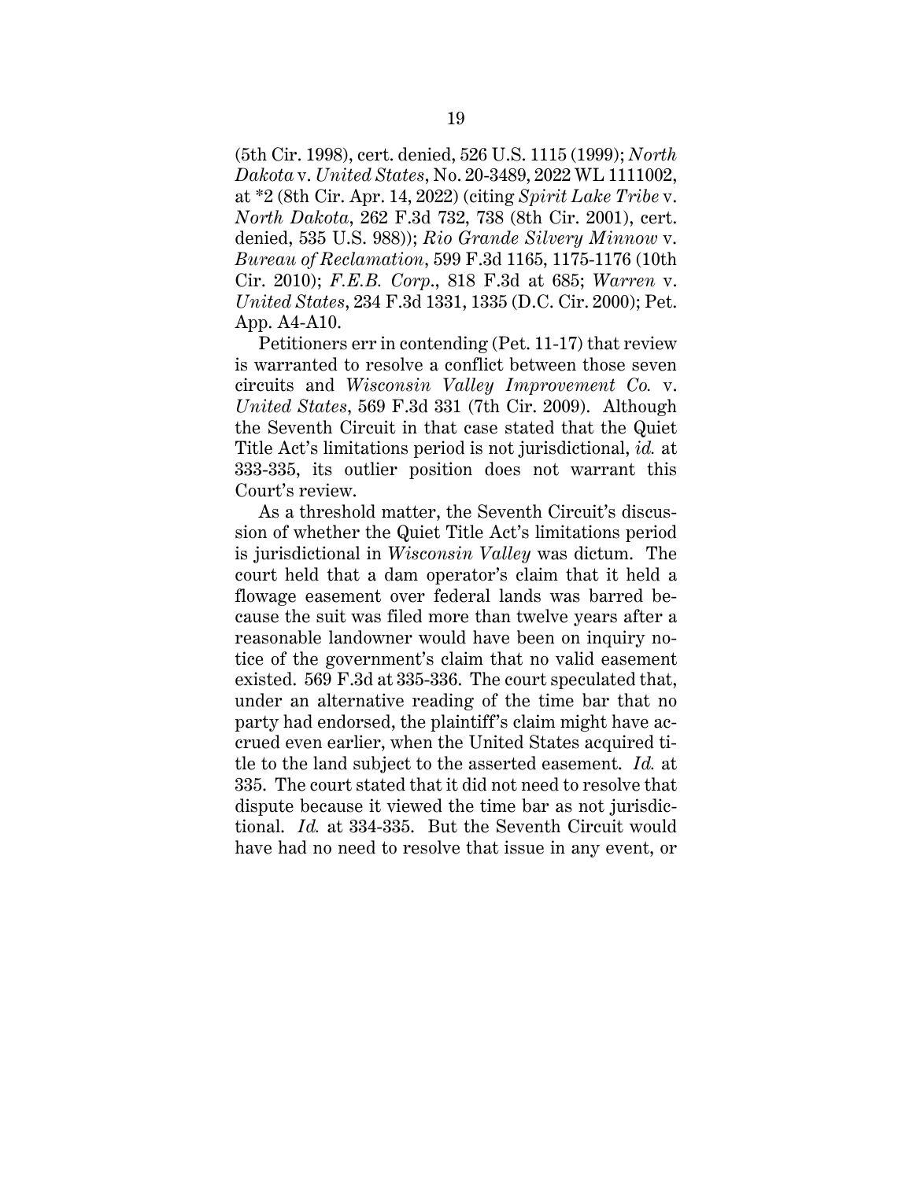(5th Cir. 1998), cert. denied, 526 U.S. 1115 (1999); *North Dakota* v. *United States*, No. 20-3489, 2022 WL 1111002, at *2 (8th Cir. Apr. 14, 2022) (citing *Spirit Lake Tribe* v. *North Dakota*, 262 F.3d 732, 738 (8th Cir. 2001), cert. denied, 535 U.S. 988)); *Rio Grande Silvery Minnow* v. *Bureau of Reclamation*, 599 F.3d 1165, 1175-1176 (10th Cir. 2010); *F.E.B. Corp.*, 818 F.3d at 685; *Warren* v. *United States*, 234 F.3d 1331, 1335 (D.C. Cir. 2000); Pet. App. A4-A10.

Petitioners err in contending (Pet. 11-17) that review is warranted to resolve a conflict between those seven circuits and *Wisconsin Valley Improvement Co.* v. *United States*, 569 F.3d 331 (7th Cir. 2009). Although the Seventh Circuit in that case stated that the Quiet Title Act's limitations period is not jurisdictional, *id.* at 333-335, its outlier position does not warrant this Court's review.

As a threshold matter, the Seventh Circuit's discussion of whether the Quiet Title Act's limitations period is jurisdictional in *Wisconsin Valley* was dictum. The court held that a dam operator's claim that it held a flowage easement over federal lands was barred because the suit was filed more than twelve years after a reasonable landowner would have been on inquiry notice of the government's claim that no valid easement existed. 569 F.3d at 335-336. The court speculated that, under an alternative reading of the time bar that no party had endorsed, the plaintiff's claim might have accrued even earlier, when the United States acquired title to the land subject to the asserted easement. *Id.* at 335. The court stated that it did not need to resolve that dispute because it viewed the time bar as not jurisdictional. *Id.* at 334-335. But the Seventh Circuit would have had no need to resolve that issue in any event, or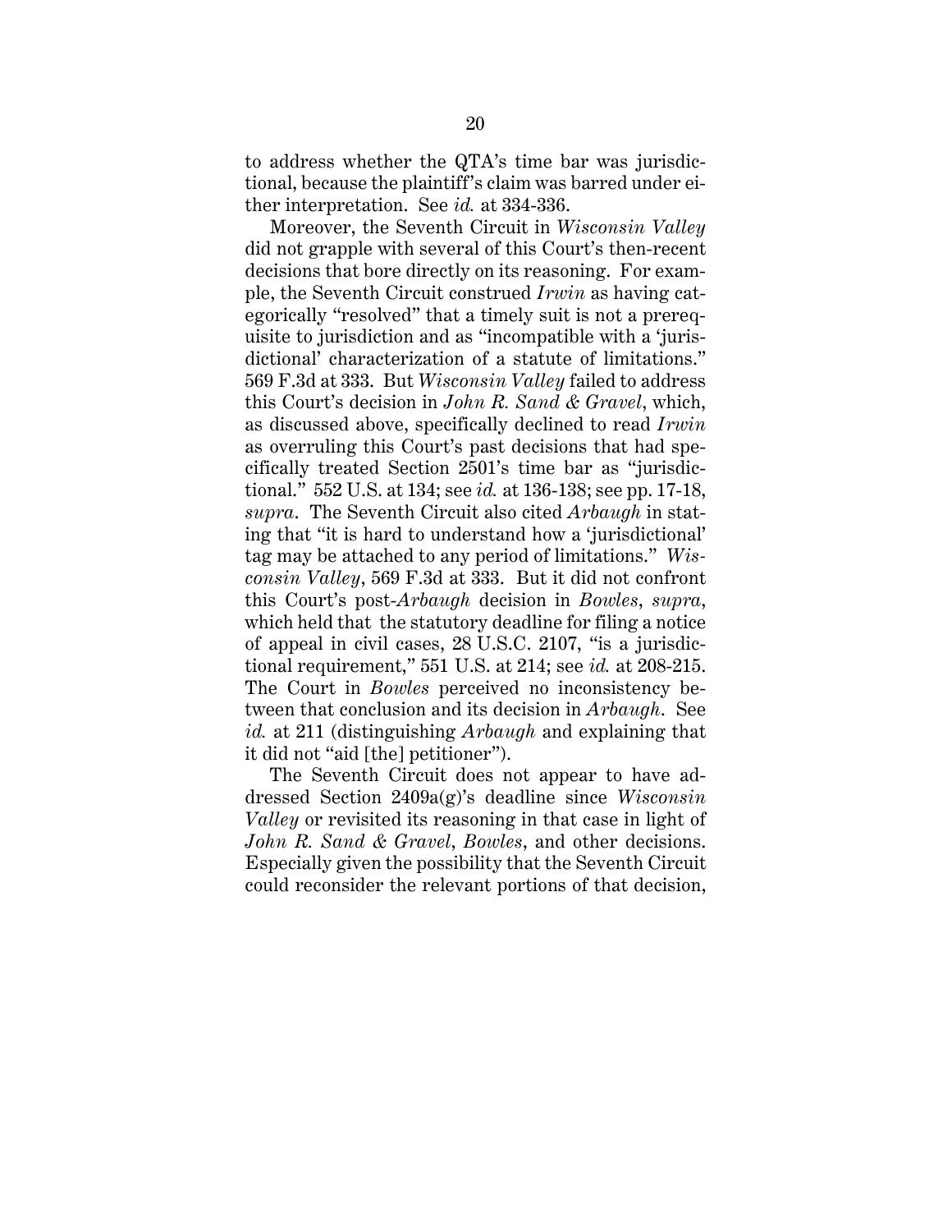to address whether the QTA's time bar was jurisdictional, because the plaintiff's claim was barred under either interpretation. See *id.* at 334-336.

Moreover, the Seventh Circuit in *Wisconsin Valley* did not grapple with several of this Court's then-recent decisions that bore directly on its reasoning. For example, the Seventh Circuit construed *Irwin* as having categorically "resolved" that a timely suit is not a prerequisite to jurisdiction and as "incompatible with a 'jurisdictional' characterization of a statute of limitations." 569 F.3d at 333. But *Wisconsin Valley* failed to address this Court's decision in *John R. Sand & Gravel*, which, as discussed above, specifically declined to read *Irwin* as overruling this Court's past decisions that had specifically treated Section 2501's time bar as "jurisdictional." 552 U.S. at 134; see *id.* at 136-138; see pp. 17-18, *supra*. The Seventh Circuit also cited *Arbaugh* in stating that "it is hard to understand how a 'jurisdictional' tag may be attached to any period of limitations." *Wisconsin Valley*, 569 F.3d at 333. But it did not confront this Court's post-*Arbaugh* decision in *Bowles*, *supra*, which held that the statutory deadline for filing a notice of appeal in civil cases, 28 U.S.C. 2107, "is a jurisdictional requirement," 551 U.S. at 214; see *id.* at 208-215. The Court in *Bowles* perceived no inconsistency between that conclusion and its decision in *Arbaugh*. See *id.* at 211 (distinguishing *Arbaugh* and explaining that it did not "aid [the] petitioner").

The Seventh Circuit does not appear to have addressed Section 2409a(g)'s deadline since *Wisconsin Valley* or revisited its reasoning in that case in light of *John R. Sand & Gravel*, *Bowles*, and other decisions. Especially given the possibility that the Seventh Circuit could reconsider the relevant portions of that decision,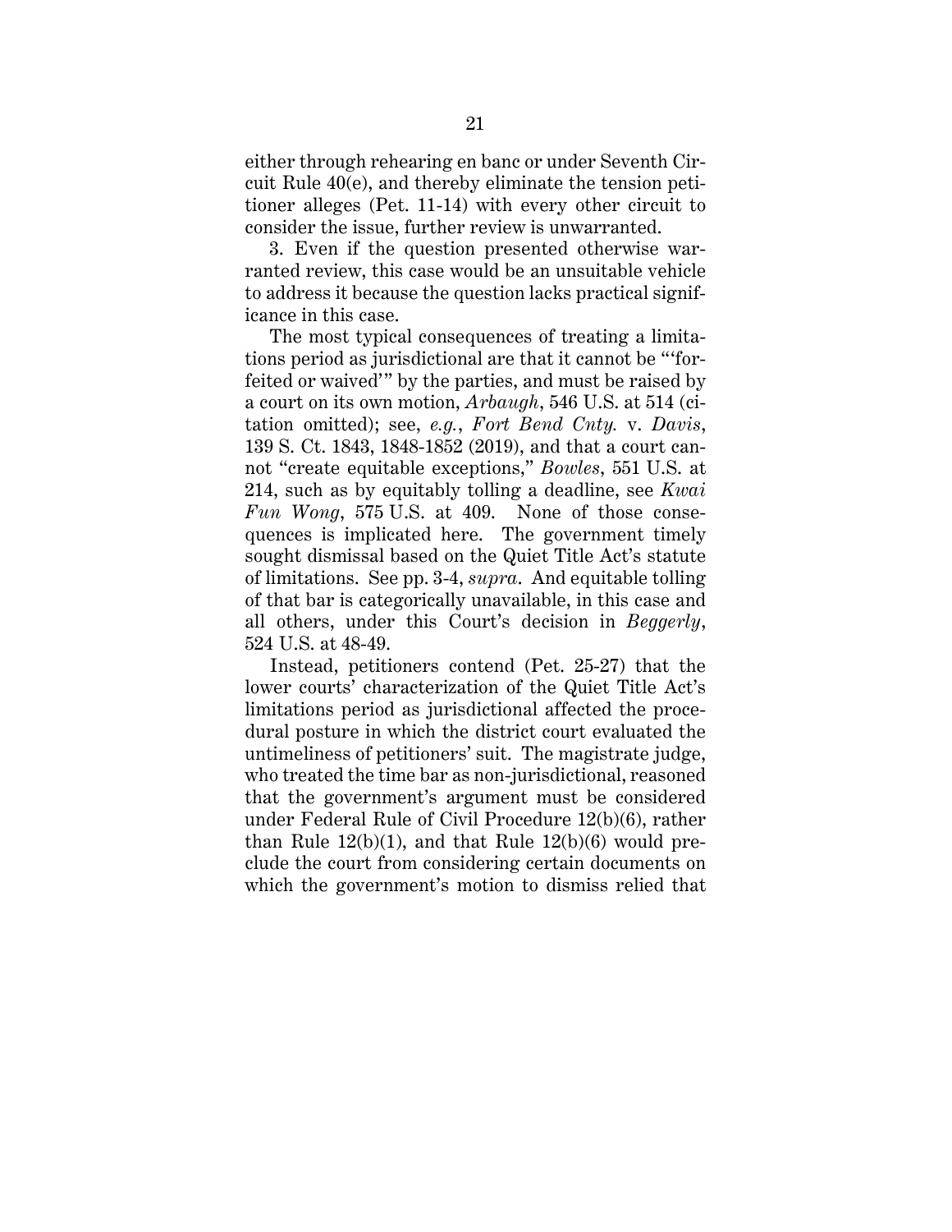either through rehearing en banc or under Seventh Circuit Rule 40(e), and thereby eliminate the tension petitioner alleges (Pet. 11-14) with every other circuit to consider the issue, further review is unwarranted.

3. Even if the question presented otherwise warranted review, this case would be an unsuitable vehicle to address it because the question lacks practical significance in this case.

The most typical consequences of treating a limitations period as jurisdictional are that it cannot be "'forfeited or waived'" by the parties, and must be raised by a court on its own motion, *Arbaugh*, 546 U.S. at 514 (citation omitted); see, *e.g.*, *Fort Bend Cnty.* v. *Davis*, 139 S. Ct. 1843, 1848-1852 (2019), and that a court cannot "create equitable exceptions," *Bowles*, 551 U.S. at 214, such as by equitably tolling a deadline, see *Kwai Fun Wong*, 575 U.S. at 409. None of those consequences is implicated here. The government timely sought dismissal based on the Quiet Title Act's statute of limitations. See pp. 3-4, *supra*. And equitable tolling of that bar is categorically unavailable, in this case and all others, under this Court's decision in *Beggerly*, 524 U.S. at 48-49.

Instead, petitioners contend (Pet. 25-27) that the lower courts' characterization of the Quiet Title Act's limitations period as jurisdictional affected the procedural posture in which the district court evaluated the untimeliness of petitioners' suit. The magistrate judge, who treated the time bar as non-jurisdictional, reasoned that the government's argument must be considered under Federal Rule of Civil Procedure 12(b)(6), rather than Rule 12(b)(1), and that Rule 12(b)(6) would preclude the court from considering certain documents on which the government's motion to dismiss relied that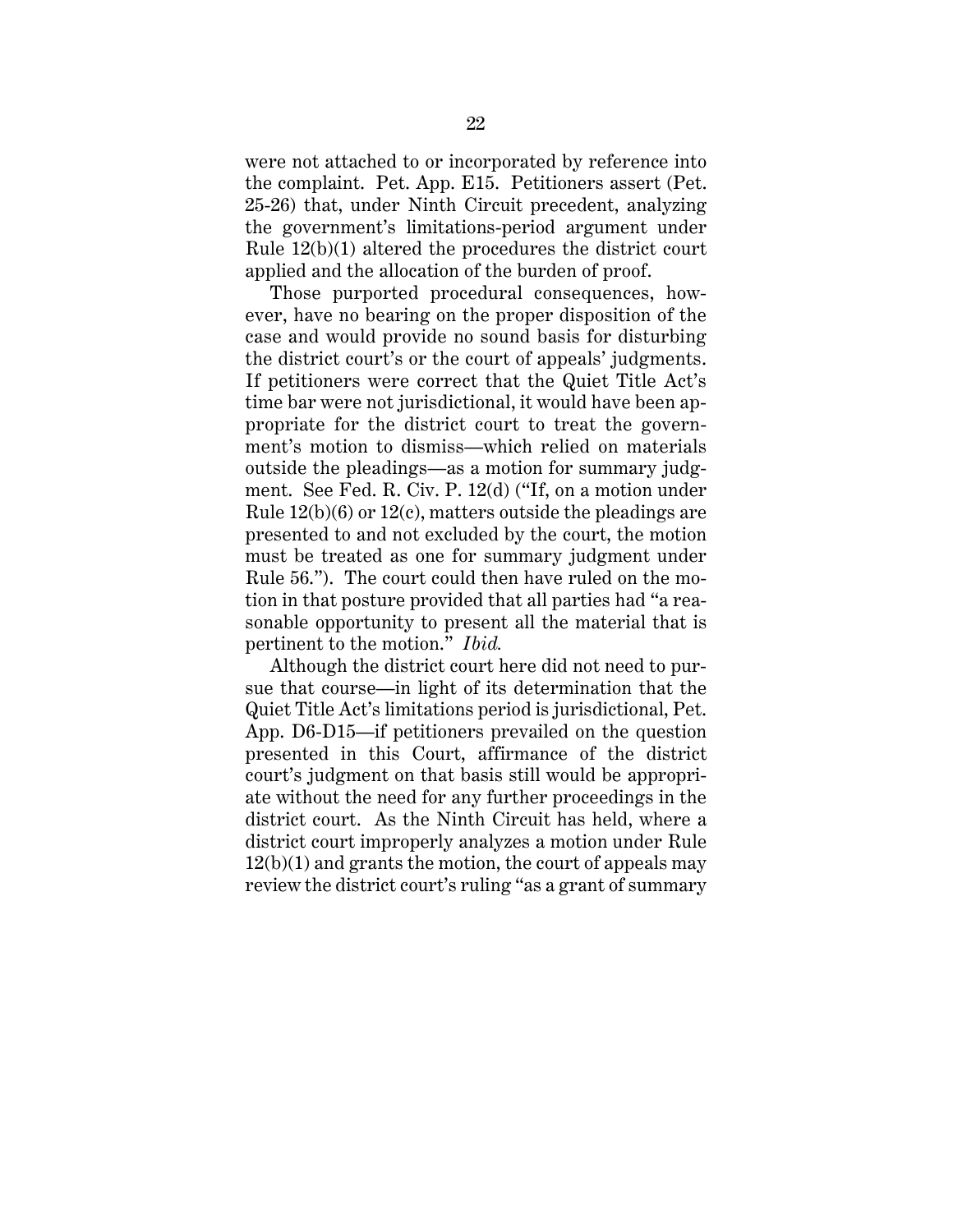were not attached to or incorporated by reference into the complaint. Pet. App. E15. Petitioners assert (Pet. 25-26) that, under Ninth Circuit precedent, analyzing the government's limitations-period argument under Rule 12(b)(1) altered the procedures the district court applied and the allocation of the burden of proof.

Those purported procedural consequences, however, have no bearing on the proper disposition of the case and would provide no sound basis for disturbing the district court's or the court of appeals' judgments. If petitioners were correct that the Quiet Title Act's time bar were not jurisdictional, it would have been appropriate for the district court to treat the government's motion to dismiss—which relied on materials outside the pleadings—as a motion for summary judgment. See Fed. R. Civ. P. 12(d) ("If, on a motion under Rule 12(b)(6) or 12(c), matters outside the pleadings are presented to and not excluded by the court, the motion must be treated as one for summary judgment under Rule 56."). The court could then have ruled on the motion in that posture provided that all parties had "a reasonable opportunity to present all the material that is pertinent to the motion." *Ibid.*

Although the district court here did not need to pursue that course—in light of its determination that the Quiet Title Act's limitations period is jurisdictional, Pet. App. D6-D15—if petitioners prevailed on the question presented in this Court, affirmance of the district court's judgment on that basis still would be appropriate without the need for any further proceedings in the district court. As the Ninth Circuit has held, where a district court improperly analyzes a motion under Rule 12(b)(1) and grants the motion, the court of appeals may review the district court's ruling "as a grant of summary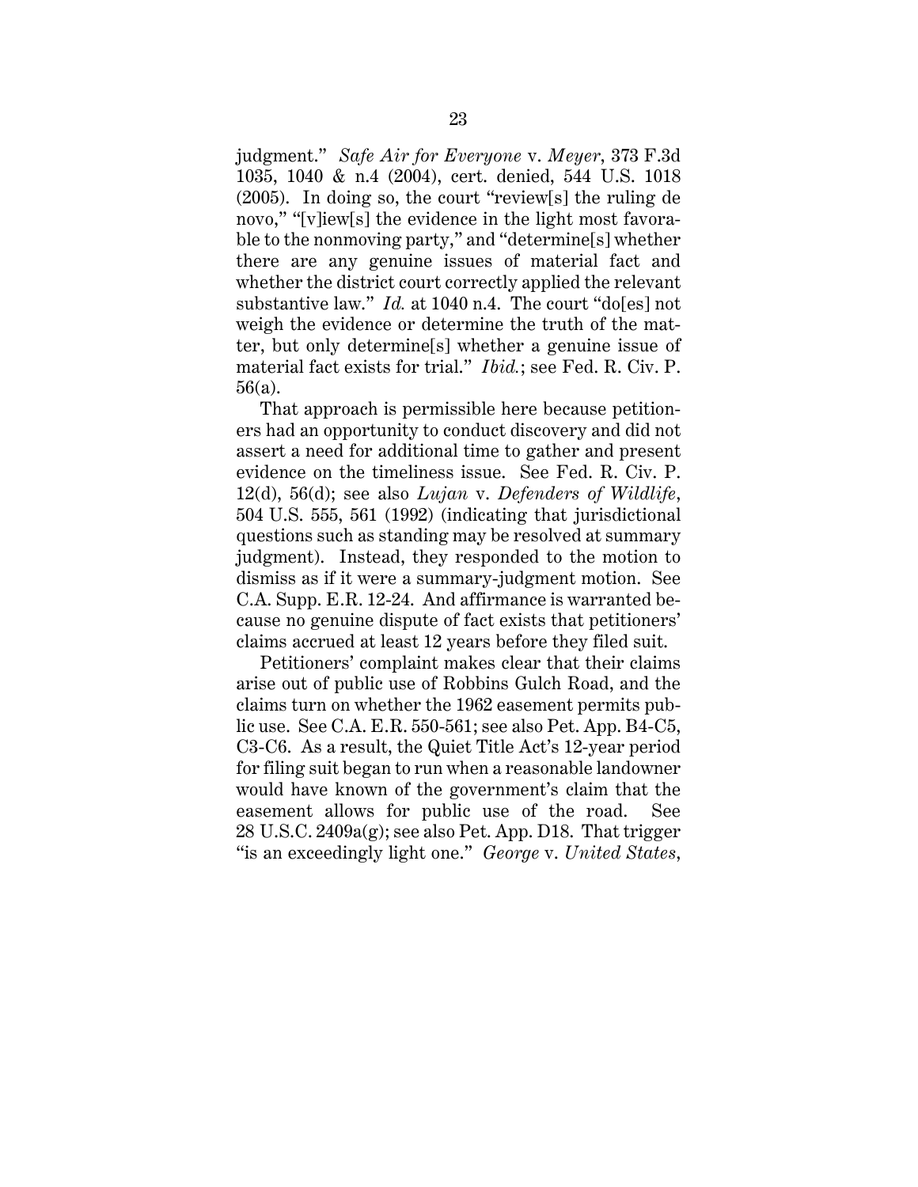judgment." *Safe Air for Everyone* v. *Meyer*, 373 F.3d 1035, 1040 & n.4 (2004), cert. denied, 544 U.S. 1018 (2005). In doing so, the court "review[s] the ruling de novo," "[v]iew[s] the evidence in the light most favorable to the nonmoving party," and "determine[s] whether there are any genuine issues of material fact and whether the district court correctly applied the relevant substantive law." *Id.* at 1040 n.4. The court "do[es] not weigh the evidence or determine the truth of the matter, but only determine[s] whether a genuine issue of material fact exists for trial." *Ibid.*; see Fed. R. Civ. P. 56(a).

That approach is permissible here because petitioners had an opportunity to conduct discovery and did not assert a need for additional time to gather and present evidence on the timeliness issue. See Fed. R. Civ. P. 12(d), 56(d); see also *Lujan* v. *Defenders of Wildlife*, 504 U.S. 555, 561 (1992) (indicating that jurisdictional questions such as standing may be resolved at summary judgment). Instead, they responded to the motion to dismiss as if it were a summary-judgment motion. See C.A. Supp. E.R. 12-24. And affirmance is warranted because no genuine dispute of fact exists that petitioners' claims accrued at least 12 years before they filed suit.

Petitioners' complaint makes clear that their claims arise out of public use of Robbins Gulch Road, and the claims turn on whether the 1962 easement permits public use. See C.A. E.R. 550-561; see also Pet. App. B4-C5, C3-C6. As a result, the Quiet Title Act's 12-year period for filing suit began to run when a reasonable landowner would have known of the government's claim that the easement allows for public use of the road. See 28 U.S.C. 2409a(g); see also Pet. App. D18. That trigger "is an exceedingly light one." *George* v. *United States*,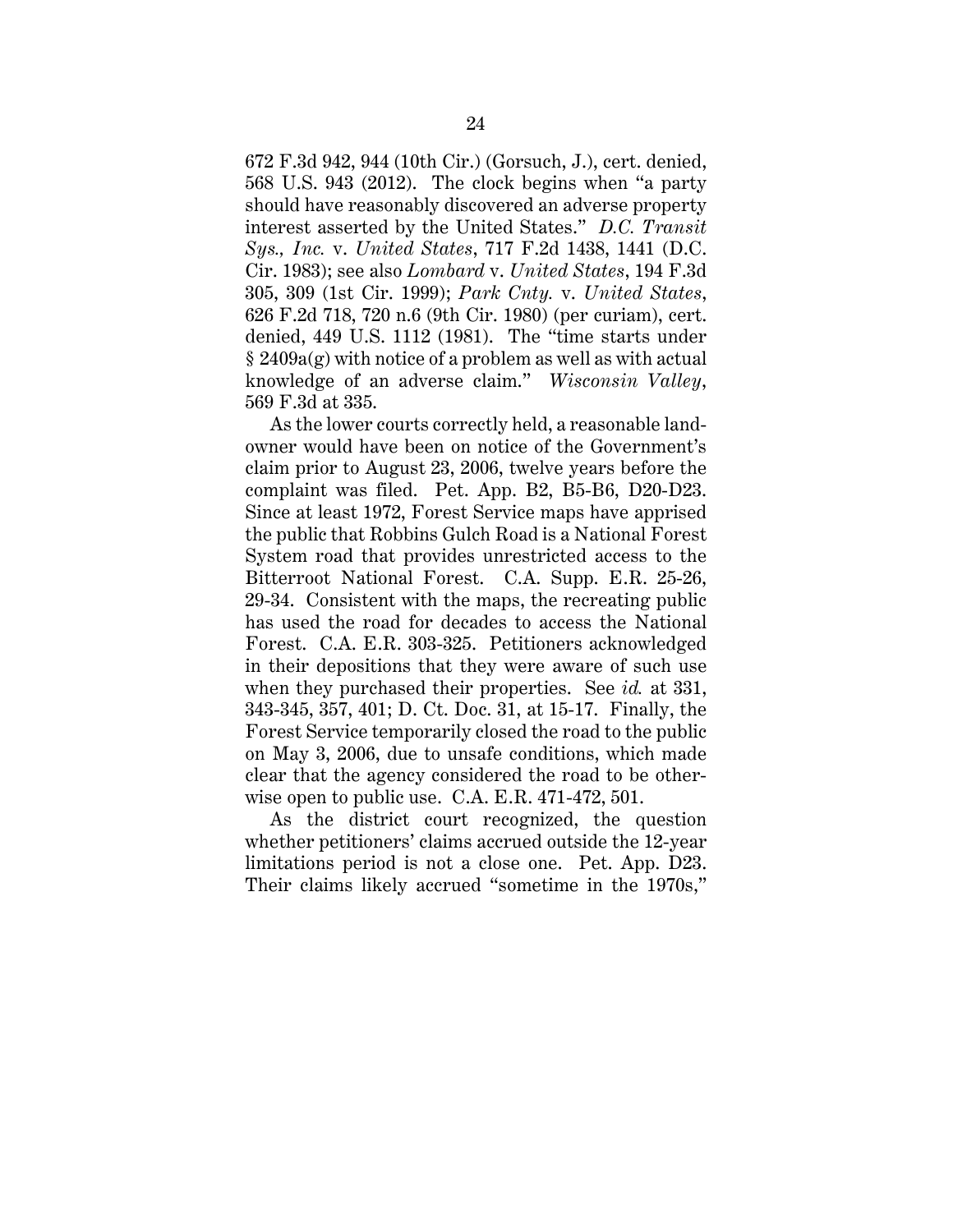672 F.3d 942, 944 (10th Cir.) (Gorsuch, J.), cert. denied, 568 U.S. 943 (2012). The clock begins when "a party should have reasonably discovered an adverse property interest asserted by the United States." *D.C. Transit Sys., Inc.* v. *United States*, 717 F.2d 1438, 1441 (D.C. Cir. 1983); see also *Lombard* v. *United States*, 194 F.3d 305, 309 (1st Cir. 1999); *Park Cnty.* v. *United States*, 626 F.2d 718, 720 n.6 (9th Cir. 1980) (per curiam), cert. denied, 449 U.S. 1112 (1981). The "time starts under § 2409a(g) with notice of a problem as well as with actual knowledge of an adverse claim." *Wisconsin Valley*, 569 F.3d at 335.

As the lower courts correctly held, a reasonable landowner would have been on notice of the Government's claim prior to August 23, 2006, twelve years before the complaint was filed. Pet. App. B2, B5-B6, D20-D23. Since at least 1972, Forest Service maps have apprised the public that Robbins Gulch Road is a National Forest System road that provides unrestricted access to the Bitterroot National Forest. C.A. Supp. E.R. 25-26, 29-34. Consistent with the maps, the recreating public has used the road for decades to access the National Forest. C.A. E.R. 303-325. Petitioners acknowledged in their depositions that they were aware of such use when they purchased their properties. See *id.* at 331, 343-345, 357, 401; D. Ct. Doc. 31, at 15-17. Finally, the Forest Service temporarily closed the road to the public on May 3, 2006, due to unsafe conditions, which made clear that the agency considered the road to be otherwise open to public use. C.A. E.R. 471-472, 501.

As the district court recognized, the question whether petitioners' claims accrued outside the 12-year limitations period is not a close one. Pet. App. D23. Their claims likely accrued "sometime in the 1970s,"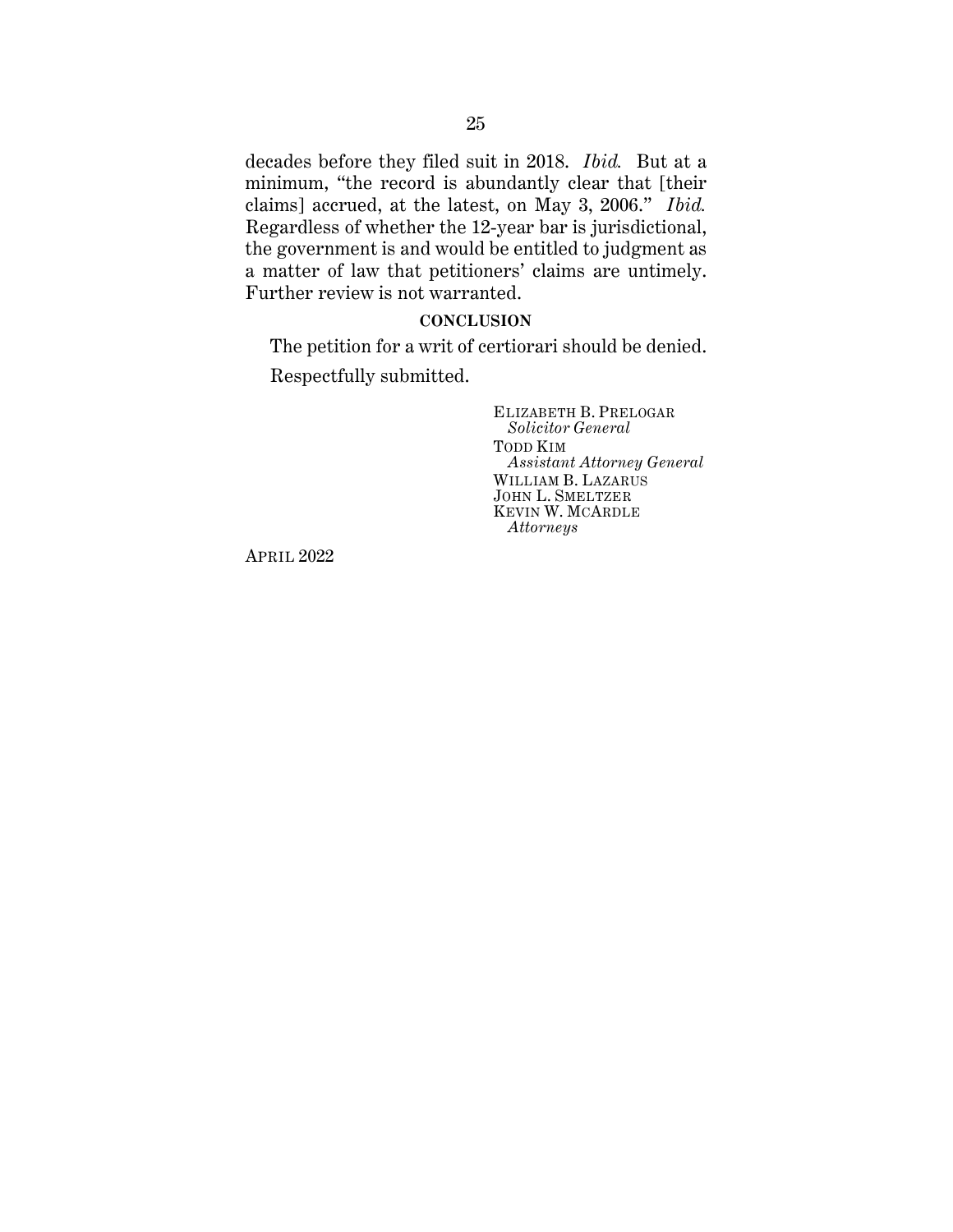decades before they filed suit in 2018. *Ibid.* But at a minimum, "the record is abundantly clear that [their claims] accrued, at the latest, on May 3, 2006." *Ibid.* Regardless of whether the 12-year bar is jurisdictional, the government is and would be entitled to judgment as a matter of law that petitioners' claims are untimely. Further review is not warranted.

## CONCLUSION

The petition for a writ of certiorari should be denied.

Respectfully submitted.

ELIZABETH B. PRELOGAR
*Solicitor General*
TODD KIM
*Assistant Attorney General*
WILLIAM B. LAZARUS
JOHN L. SMELTZER
KEVIN W. MCARDLE
*Attorneys*

APRIL 2022